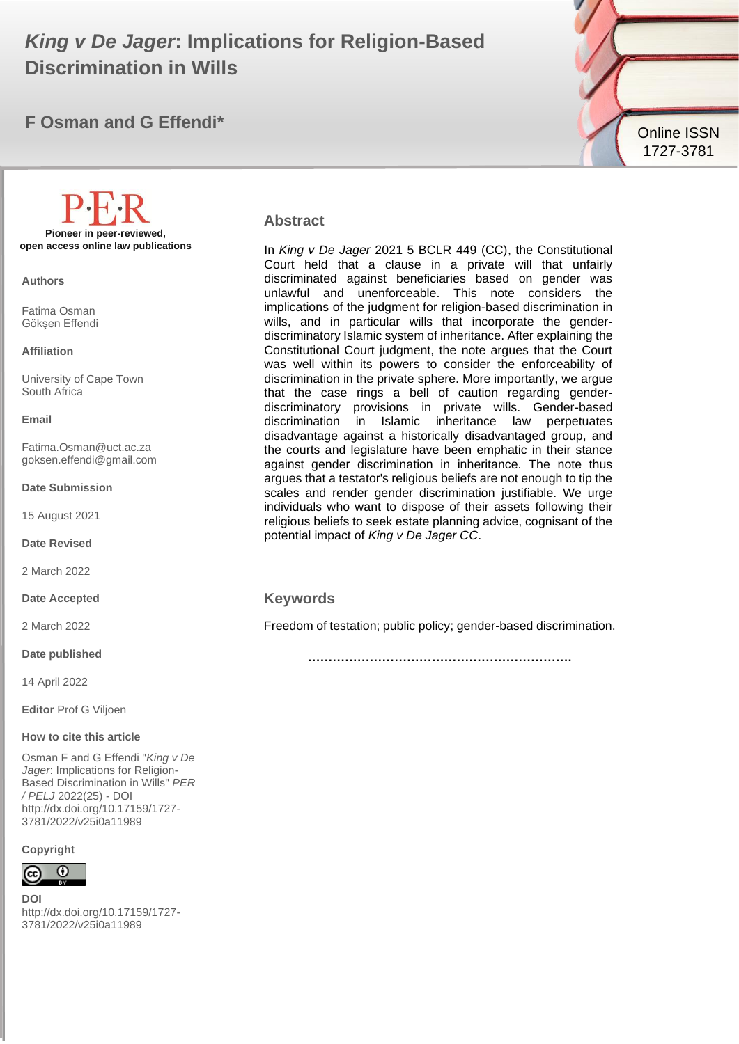# *King v De Jager*: Implications for Religion-Based Discrimination in Wills

**F Osman and G Effendi***

Online ISSN 1727-3781

**P·E·R**

**Pioneer in peer-reviewed, open access online law publications**

**Authors**

Fatima Osman
Gökşen Effendi

**Affiliation**

University of Cape Town
South Africa

**Email**

Fatima.Osman@uct.ac.za
goksen.effendi@gmail.com

**Date Submission**

15 August 2021

**Date Revised**

2 March 2022

**Date Accepted**

2 March 2022

**Date published**

14 April 2022

**Editor** Prof G Viljoen

**How to cite this article**

Osman F and G Effendi "*King v De Jager*: Implications for Religion-Based Discrimination in Wills" *PER / PELJ* 2022(25) - DOI http://dx.doi.org/10.17159/1727-3781/2022/v25i0a11989

**Copyright**

**DOI**
http://dx.doi.org/10.17159/1727-3781/2022/v25i0a11989

## Abstract

In *King v De Jager* 2021 5 BCLR 449 (CC), the Constitutional Court held that a clause in a private will that unfairly discriminated against beneficiaries based on gender was unlawful and unenforceable. This note considers the implications of the judgment for religion-based discrimination in wills, and in particular wills that incorporate the gender-discriminatory Islamic system of inheritance. After explaining the Constitutional Court judgment, the note argues that the Court was well within its powers to consider the enforceability of discrimination in the private sphere. More importantly, we argue that the case rings a bell of caution regarding gender-discriminatory provisions in private wills. Gender-based discrimination in Islamic inheritance law perpetuates disadvantage against a historically disadvantaged group, and the courts and legislature have been emphatic in their stance against gender discrimination in inheritance. The note thus argues that a testator's religious beliefs are not enough to tip the scales and render gender discrimination justifiable. We urge individuals who want to dispose of their assets following their religious beliefs to seek estate planning advice, cognisant of the potential impact of *King v De Jager CC*.

## Keywords

Freedom of testation; public policy; gender-based discrimination.

..............................................................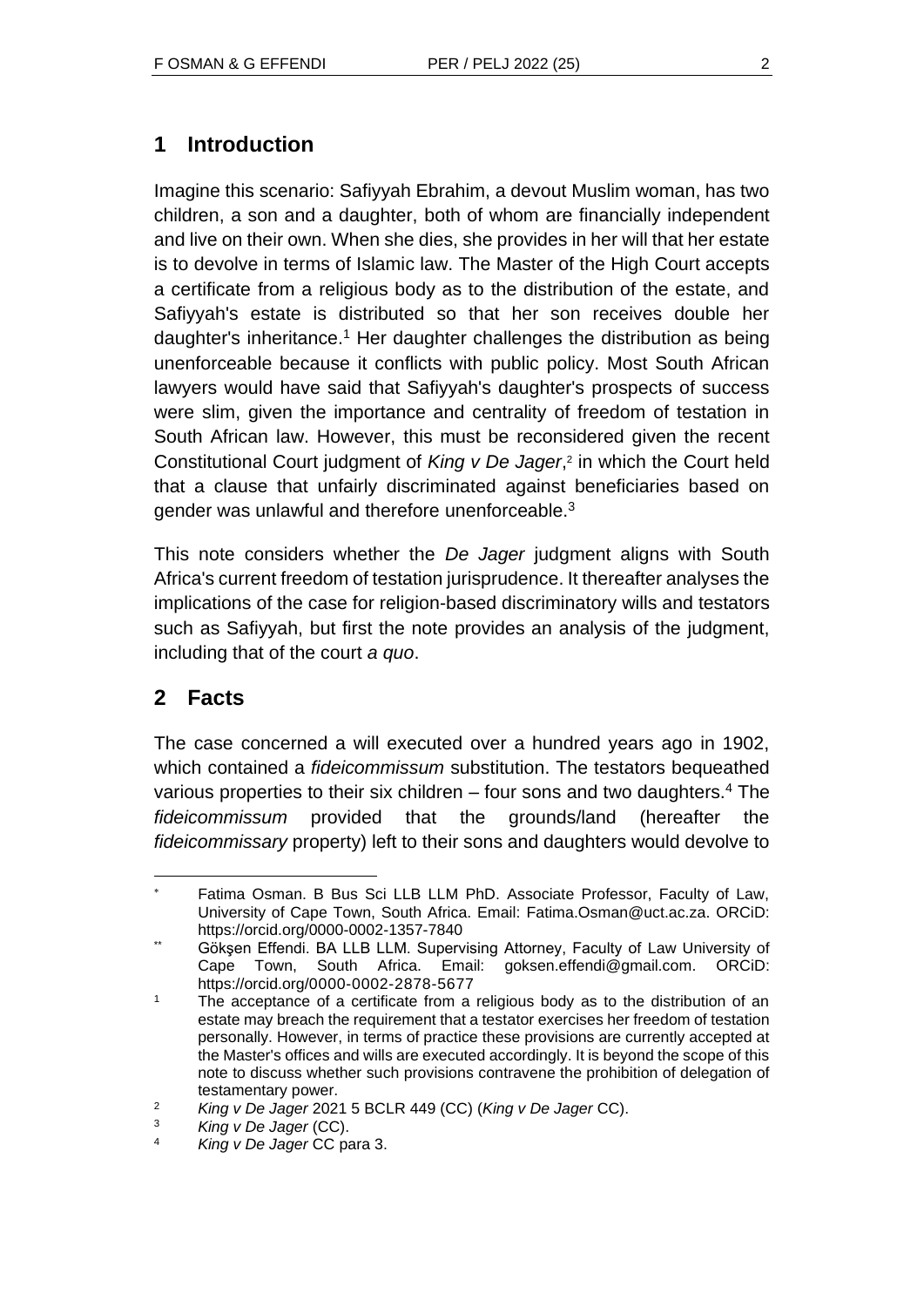## 1 Introduction

Imagine this scenario: Safiyyah Ebrahim, a devout Muslim woman, has two children, a son and a daughter, both of whom are financially independent and live on their own. When she dies, she provides in her will that her estate is to devolve in terms of Islamic law. The Master of the High Court accepts a certificate from a religious body as to the distribution of the estate, and Safiyyah's estate is distributed so that her son receives double her daughter's inheritance.[1] Her daughter challenges the distribution as being unenforceable because it conflicts with public policy. Most South African lawyers would have said that Safiyyah's daughter's prospects of success were slim, given the importance and centrality of freedom of testation in South African law. However, this must be reconsidered given the recent Constitutional Court judgment of *King v De Jager*,[2] in which the Court held that a clause that unfairly discriminated against beneficiaries based on gender was unlawful and therefore unenforceable.[3]

This note considers whether the *De Jager* judgment aligns with South Africa's current freedom of testation jurisprudence. It thereafter analyses the implications of the case for religion-based discriminatory wills and testators such as Safiyyah, but first the note provides an analysis of the judgment, including that of the court *a quo*.

## 2 Facts

The case concerned a will executed over a hundred years ago in 1902, which contained a *fideicommissum* substitution. The testators bequeathed various properties to their six children – four sons and two daughters.[4] The *fideicommissum* provided that the grounds/land (hereafter the *fideicommissary* property) left to their sons and daughters would devolve to

---

[*] Fatima Osman. B Bus Sci LLB LLM PhD. Associate Professor, Faculty of Law, University of Cape Town, South Africa. Email: Fatima.Osman@uct.ac.za. ORCiD: https://orcid.org/0000-0002-1357-7840

[**] Gökşen Effendi. BA LLB LLM. Supervising Attorney, Faculty of Law University of Cape Town, South Africa. Email: goksen.effendi@gmail.com. ORCiD: https://orcid.org/0000-0002-2878-5677

[1] The acceptance of a certificate from a religious body as to the distribution of an estate may breach the requirement that a testator exercises her freedom of testation personally. However, in terms of practice these provisions are currently accepted at the Master's offices and wills are executed accordingly. It is beyond the scope of this note to discuss whether such provisions contravene the prohibition of delegation of testamentary power.

[2] *King v De Jager* 2021 5 BCLR 449 (CC) (*King v De Jager* CC).

[3] *King v De Jager* (CC).

[4] *King v De Jager* CC para 3.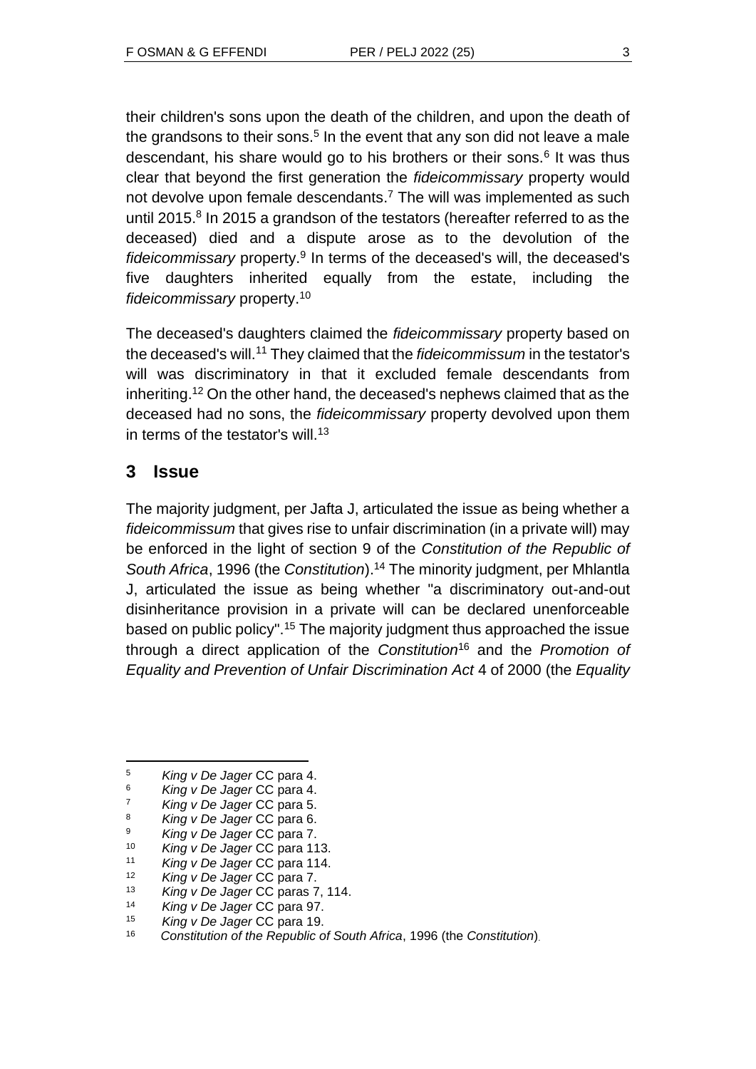their children's sons upon the death of the children, and upon the death of the grandsons to their sons.[5] In the event that any son did not leave a male descendant, his share would go to his brothers or their sons.[6] It was thus clear that beyond the first generation the *fideicommissary* property would not devolve upon female descendants.[7] The will was implemented as such until 2015.[8] In 2015 a grandson of the testators (hereafter referred to as the deceased) died and a dispute arose as to the devolution of the *fideicommissary* property.[9] In terms of the deceased's will, the deceased's five daughters inherited equally from the estate, including the *fideicommissary* property.[10]

The deceased's daughters claimed the *fideicommissary* property based on the deceased's will.[11] They claimed that the *fideicommissum* in the testator's will was discriminatory in that it excluded female descendants from inheriting.[12] On the other hand, the deceased's nephews claimed that as the deceased had no sons, the *fideicommissary* property devolved upon them in terms of the testator's will.[13]

## 3 Issue

The majority judgment, per Jafta J, articulated the issue as being whether a *fideicommissum* that gives rise to unfair discrimination (in a private will) may be enforced in the light of section 9 of the *Constitution of the Republic of South Africa*, 1996 (the *Constitution*).[14] The minority judgment, per Mhlantla J, articulated the issue as being whether "a discriminatory out-and-out disinheritance provision in a private will can be declared unenforceable based on public policy".[15] The majority judgment thus approached the issue through a direct application of the *Constitution*[16] and the *Promotion of Equality and Prevention of Unfair Discrimination Act* 4 of 2000 (the *Equality*

---

[5] *King v De Jager* CC para 4.
[6] *King v De Jager* CC para 4.
[7] *King v De Jager* CC para 5.
[8] *King v De Jager* CC para 6.
[9] *King v De Jager* CC para 7.
[10] *King v De Jager* CC para 113.
[11] *King v De Jager* CC para 114.
[12] *King v De Jager* CC para 7.
[13] *King v De Jager* CC paras 7, 114.
[14] *King v De Jager* CC para 97.
[15] *King v De Jager* CC para 19.
[16] *Constitution of the Republic of South Africa*, 1996 (the *Constitution*).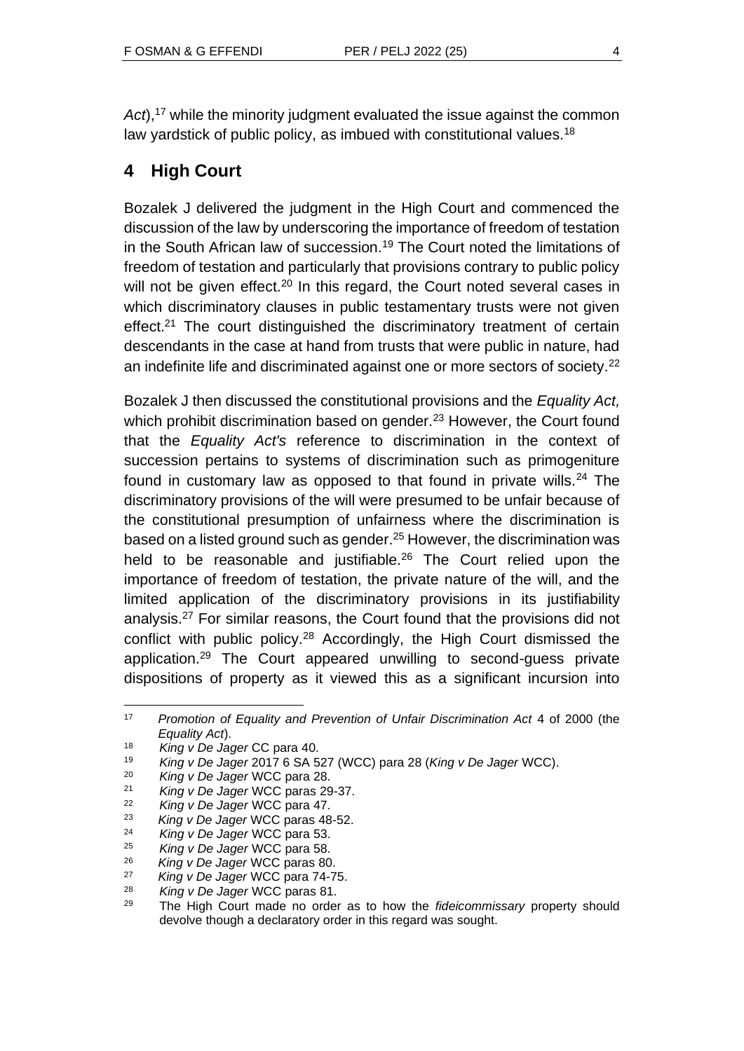*Act*),[17] while the minority judgment evaluated the issue against the common law yardstick of public policy, as imbued with constitutional values.[18]

## 4 High Court

Bozalek J delivered the judgment in the High Court and commenced the discussion of the law by underscoring the importance of freedom of testation in the South African law of succession.[19] The Court noted the limitations of freedom of testation and particularly that provisions contrary to public policy will not be given effect.[20] In this regard, the Court noted several cases in which discriminatory clauses in public testamentary trusts were not given effect.[21] The court distinguished the discriminatory treatment of certain descendants in the case at hand from trusts that were public in nature, had an indefinite life and discriminated against one or more sectors of society.[22]

Bozalek J then discussed the constitutional provisions and the *Equality Act,* which prohibit discrimination based on gender.[23] However, the Court found that the *Equality Act's* reference to discrimination in the context of succession pertains to systems of discrimination such as primogeniture found in customary law as opposed to that found in private wills.[24] The discriminatory provisions of the will were presumed to be unfair because of the constitutional presumption of unfairness where the discrimination is based on a listed ground such as gender.[25] However, the discrimination was held to be reasonable and justifiable.[26] The Court relied upon the importance of freedom of testation, the private nature of the will, and the limited application of the discriminatory provisions in its justifiability analysis.[27] For similar reasons, the Court found that the provisions did not conflict with public policy.[28] Accordingly, the High Court dismissed the application.[29] The Court appeared unwilling to second-guess private dispositions of property as it viewed this as a significant incursion into

---

17 *Promotion of Equality and Prevention of Unfair Discrimination Act* 4 of 2000 (the *Equality Act*).

18 *King v De Jager* CC para 40.

19 *King v De Jager* 2017 6 SA 527 (WCC) para 28 (*King v De Jager* WCC).

20 *King v De Jager* WCC para 28.

21 *King v De Jager* WCC paras 29-37.

22 *King v De Jager* WCC para 47.

23 *King v De Jager* WCC paras 48-52.

24 *King v De Jager* WCC para 53.

25 *King v De Jager* WCC para 58.

26 *King v De Jager* WCC paras 80.

27 *King v De Jager* WCC para 74-75.

28 *King v De Jager* WCC paras 81.

29 The High Court made no order as to how the *fideicommissary* property should devolve though a declaratory order in this regard was sought.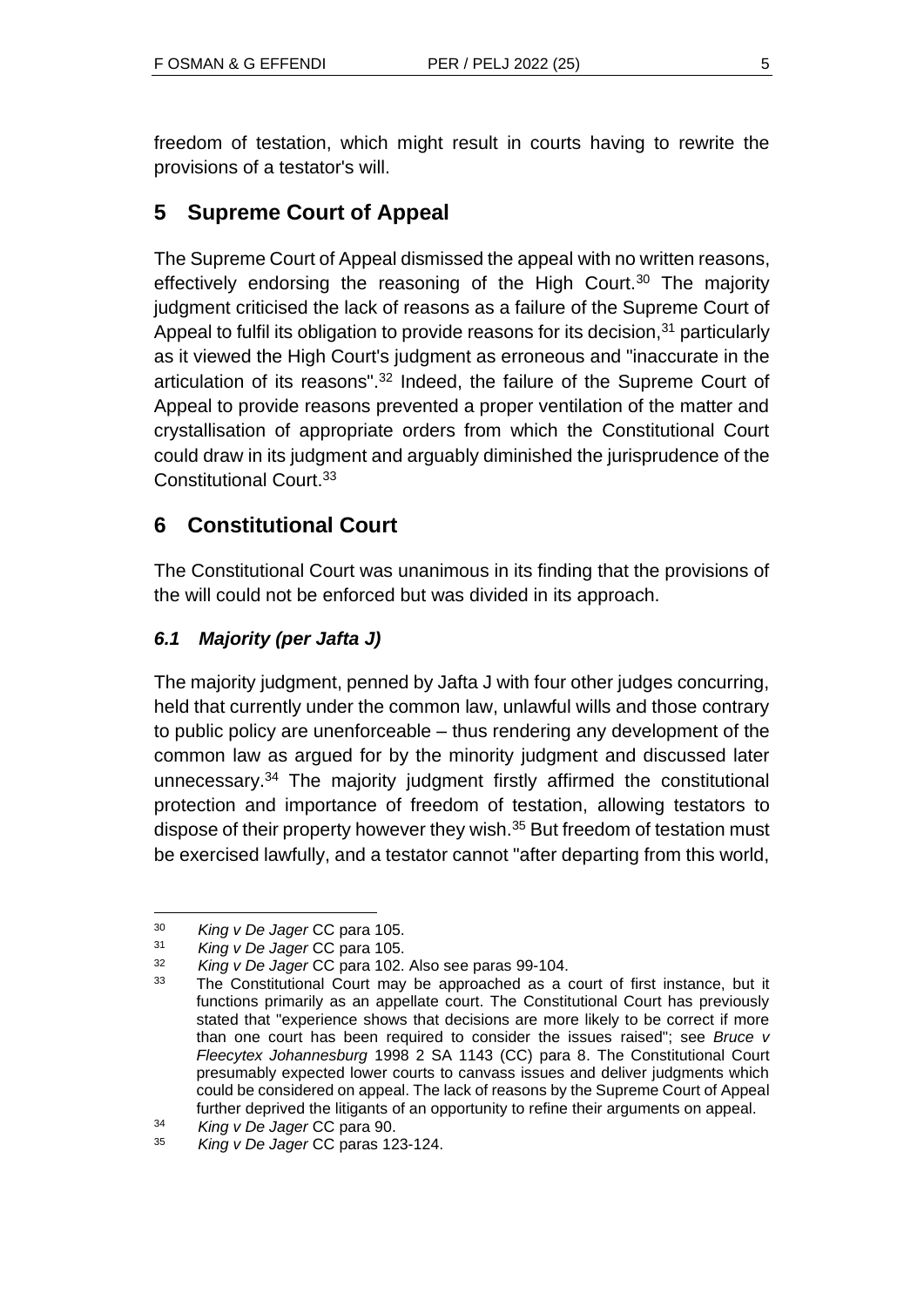freedom of testation, which might result in courts having to rewrite the provisions of a testator's will.

## 5 Supreme Court of Appeal

The Supreme Court of Appeal dismissed the appeal with no written reasons, effectively endorsing the reasoning of the High Court.[30] The majority judgment criticised the lack of reasons as a failure of the Supreme Court of Appeal to fulfil its obligation to provide reasons for its decision,[31] particularly as it viewed the High Court's judgment as erroneous and "inaccurate in the articulation of its reasons".[32] Indeed, the failure of the Supreme Court of Appeal to provide reasons prevented a proper ventilation of the matter and crystallisation of appropriate orders from which the Constitutional Court could draw in its judgment and arguably diminished the jurisprudence of the Constitutional Court.[33]

## 6 Constitutional Court

The Constitutional Court was unanimous in its finding that the provisions of the will could not be enforced but was divided in its approach.

### *6.1 Majority (per Jafta J)*

The majority judgment, penned by Jafta J with four other judges concurring, held that currently under the common law, unlawful wills and those contrary to public policy are unenforceable – thus rendering any development of the common law as argued for by the minority judgment and discussed later unnecessary.[34] The majority judgment firstly affirmed the constitutional protection and importance of freedom of testation, allowing testators to dispose of their property however they wish.[35] But freedom of testation must be exercised lawfully, and a testator cannot "after departing from this world,

---

[30] *King v De Jager* CC para 105.

[31] *King v De Jager* CC para 105.

[32] *King v De Jager* CC para 102. Also see paras 99-104.

[33] The Constitutional Court may be approached as a court of first instance, but it functions primarily as an appellate court. The Constitutional Court has previously stated that "experience shows that decisions are more likely to be correct if more than one court has been required to consider the issues raised"; see *Bruce v Fleecytex Johannesburg* 1998 2 SA 1143 (CC) para 8. The Constitutional Court presumably expected lower courts to canvass issues and deliver judgments which could be considered on appeal. The lack of reasons by the Supreme Court of Appeal further deprived the litigants of an opportunity to refine their arguments on appeal.

[34] *King v De Jager* CC para 90.

[35] *King v De Jager* CC paras 123-124.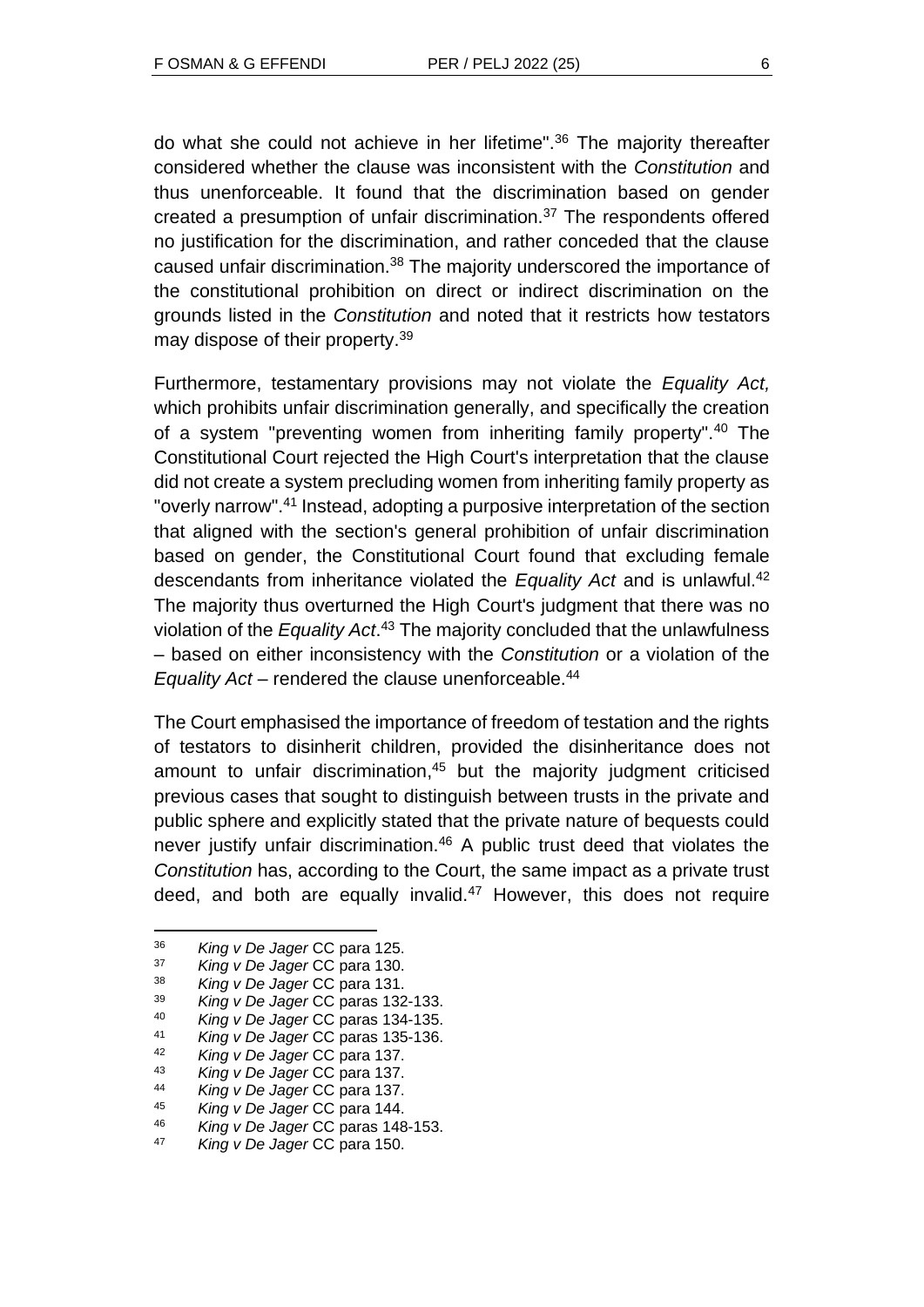do what she could not achieve in her lifetime".[36] The majority thereafter considered whether the clause was inconsistent with the *Constitution* and thus unenforceable. It found that the discrimination based on gender created a presumption of unfair discrimination.[37] The respondents offered no justification for the discrimination, and rather conceded that the clause caused unfair discrimination.[38] The majority underscored the importance of the constitutional prohibition on direct or indirect discrimination on the grounds listed in the *Constitution* and noted that it restricts how testators may dispose of their property.[39]

Furthermore, testamentary provisions may not violate the *Equality Act,* which prohibits unfair discrimination generally, and specifically the creation of a system "preventing women from inheriting family property".[40] The Constitutional Court rejected the High Court's interpretation that the clause did not create a system precluding women from inheriting family property as "overly narrow".[41] Instead, adopting a purposive interpretation of the section that aligned with the section's general prohibition of unfair discrimination based on gender, the Constitutional Court found that excluding female descendants from inheritance violated the *Equality Act* and is unlawful.[42] The majority thus overturned the High Court's judgment that there was no violation of the *Equality Act*.[43] The majority concluded that the unlawfulness – based on either inconsistency with the *Constitution* or a violation of the *Equality Act* – rendered the clause unenforceable.[44]

The Court emphasised the importance of freedom of testation and the rights of testators to disinherit children, provided the disinheritance does not amount to unfair discrimination,[45] but the majority judgment criticised previous cases that sought to distinguish between trusts in the private and public sphere and explicitly stated that the private nature of bequests could never justify unfair discrimination.[46] A public trust deed that violates the *Constitution* has, according to the Court, the same impact as a private trust deed, and both are equally invalid.[47] However, this does not require

---

[36] *King v De Jager* CC para 125.

[37] *King v De Jager* CC para 130.

[38] *King v De Jager* CC para 131.

[39] *King v De Jager* CC paras 132-133.

[40] *King v De Jager* CC paras 134-135.

[41] *King v De Jager* CC paras 135-136.

[42] *King v De Jager* CC para 137.

[43] *King v De Jager* CC para 137.

[44] *King v De Jager* CC para 137.

[45] *King v De Jager* CC para 144.

[46] *King v De Jager* CC paras 148-153.

[47] *King v De Jager* CC para 150.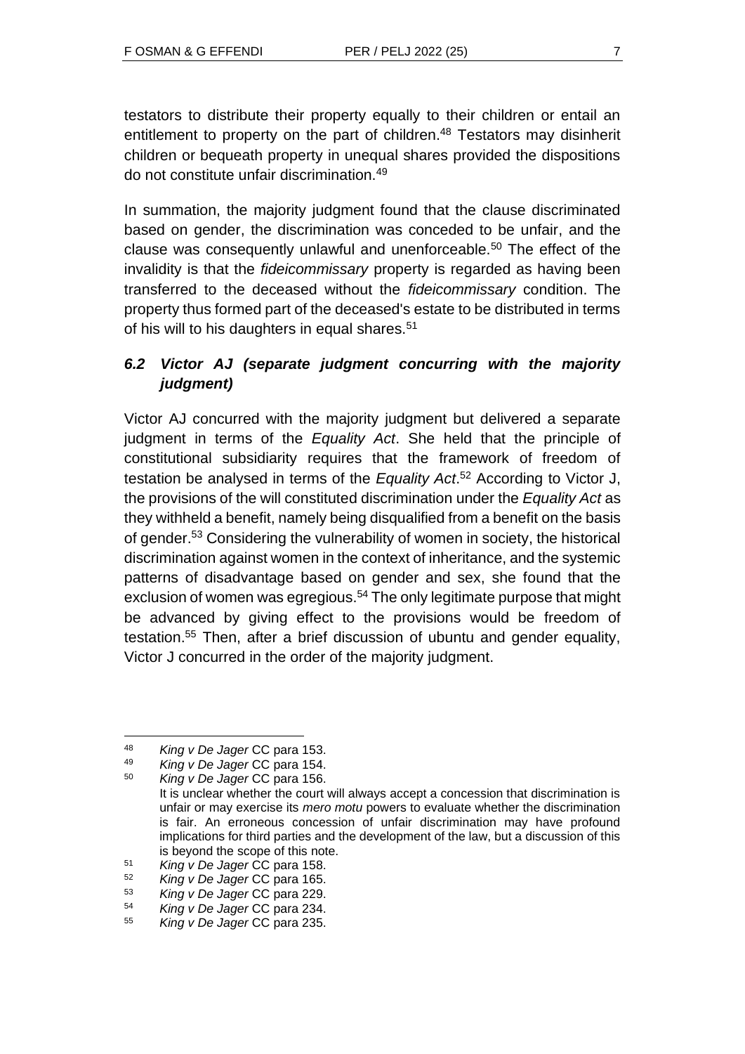testators to distribute their property equally to their children or entail an entitlement to property on the part of children.[48] Testators may disinherit children or bequeath property in unequal shares provided the dispositions do not constitute unfair discrimination.[49]

In summation, the majority judgment found that the clause discriminated based on gender, the discrimination was conceded to be unfair, and the clause was consequently unlawful and unenforceable.[50] The effect of the invalidity is that the *fideicommissary* property is regarded as having been transferred to the deceased without the *fideicommissary* condition. The property thus formed part of the deceased's estate to be distributed in terms of his will to his daughters in equal shares.[51]

### *6.2 Victor AJ (separate judgment concurring with the majority judgment)*

Victor AJ concurred with the majority judgment but delivered a separate judgment in terms of the *Equality Act*. She held that the principle of constitutional subsidiarity requires that the framework of freedom of testation be analysed in terms of the *Equality Act*.[52] According to Victor J, the provisions of the will constituted discrimination under the *Equality Act* as they withheld a benefit, namely being disqualified from a benefit on the basis of gender.[53] Considering the vulnerability of women in society, the historical discrimination against women in the context of inheritance, and the systemic patterns of disadvantage based on gender and sex, she found that the exclusion of women was egregious.[54] The only legitimate purpose that might be advanced by giving effect to the provisions would be freedom of testation.[55] Then, after a brief discussion of ubuntu and gender equality, Victor J concurred in the order of the majority judgment.

---

48 *King v De Jager* CC para 153.

49 *King v De Jager* CC para 154.

50 *King v De Jager* CC para 156. It is unclear whether the court will always accept a concession that discrimination is unfair or may exercise its *mero motu* powers to evaluate whether the discrimination is fair. An erroneous concession of unfair discrimination may have profound implications for third parties and the development of the law, but a discussion of this is beyond the scope of this note.

51 *King v De Jager* CC para 158.

52 *King v De Jager* CC para 165.

53 *King v De Jager* CC para 229.

54 *King v De Jager* CC para 234.

55 *King v De Jager* CC para 235.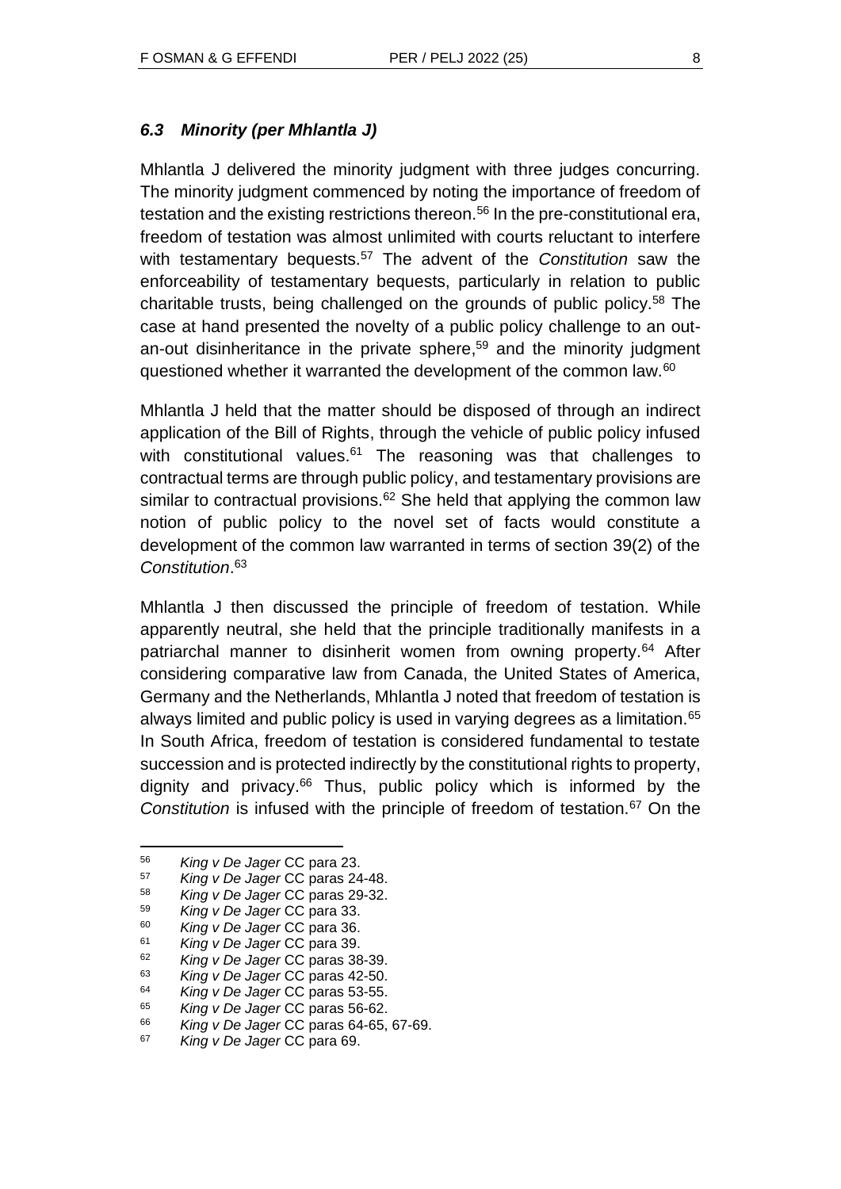### *6.3 Minority (per Mhlantla J)*

Mhlantla J delivered the minority judgment with three judges concurring. The minority judgment commenced by noting the importance of freedom of testation and the existing restrictions thereon.[56] In the pre-constitutional era, freedom of testation was almost unlimited with courts reluctant to interfere with testamentary bequests.[57] The advent of the *Constitution* saw the enforceability of testamentary bequests, particularly in relation to public charitable trusts, being challenged on the grounds of public policy.[58] The case at hand presented the novelty of a public policy challenge to an out-an-out disinheritance in the private sphere,[59] and the minority judgment questioned whether it warranted the development of the common law.[60]

Mhlantla J held that the matter should be disposed of through an indirect application of the Bill of Rights, through the vehicle of public policy infused with constitutional values.[61] The reasoning was that challenges to contractual terms are through public policy, and testamentary provisions are similar to contractual provisions.[62] She held that applying the common law notion of public policy to the novel set of facts would constitute a development of the common law warranted in terms of section 39(2) of the *Constitution*.[63]

Mhlantla J then discussed the principle of freedom of testation. While apparently neutral, she held that the principle traditionally manifests in a patriarchal manner to disinherit women from owning property.[64] After considering comparative law from Canada, the United States of America, Germany and the Netherlands, Mhlantla J noted that freedom of testation is always limited and public policy is used in varying degrees as a limitation.[65] In South Africa, freedom of testation is considered fundamental to testate succession and is protected indirectly by the constitutional rights to property, dignity and privacy.[66] Thus, public policy which is informed by the *Constitution* is infused with the principle of freedom of testation.[67] On the

---

[56] *King v De Jager* CC para 23.

[57] *King v De Jager* CC paras 24-48.

[58] *King v De Jager* CC paras 29-32.

[59] *King v De Jager* CC para 33.

[60] *King v De Jager* CC para 36.

[61] *King v De Jager* CC para 39.

[62] *King v De Jager* CC paras 38-39.

[63] *King v De Jager* CC paras 42-50.

[64] *King v De Jager* CC paras 53-55.

[65] *King v De Jager* CC paras 56-62.

[66] *King v De Jager* CC paras 64-65, 67-69.

[67] *King v De Jager* CC para 69.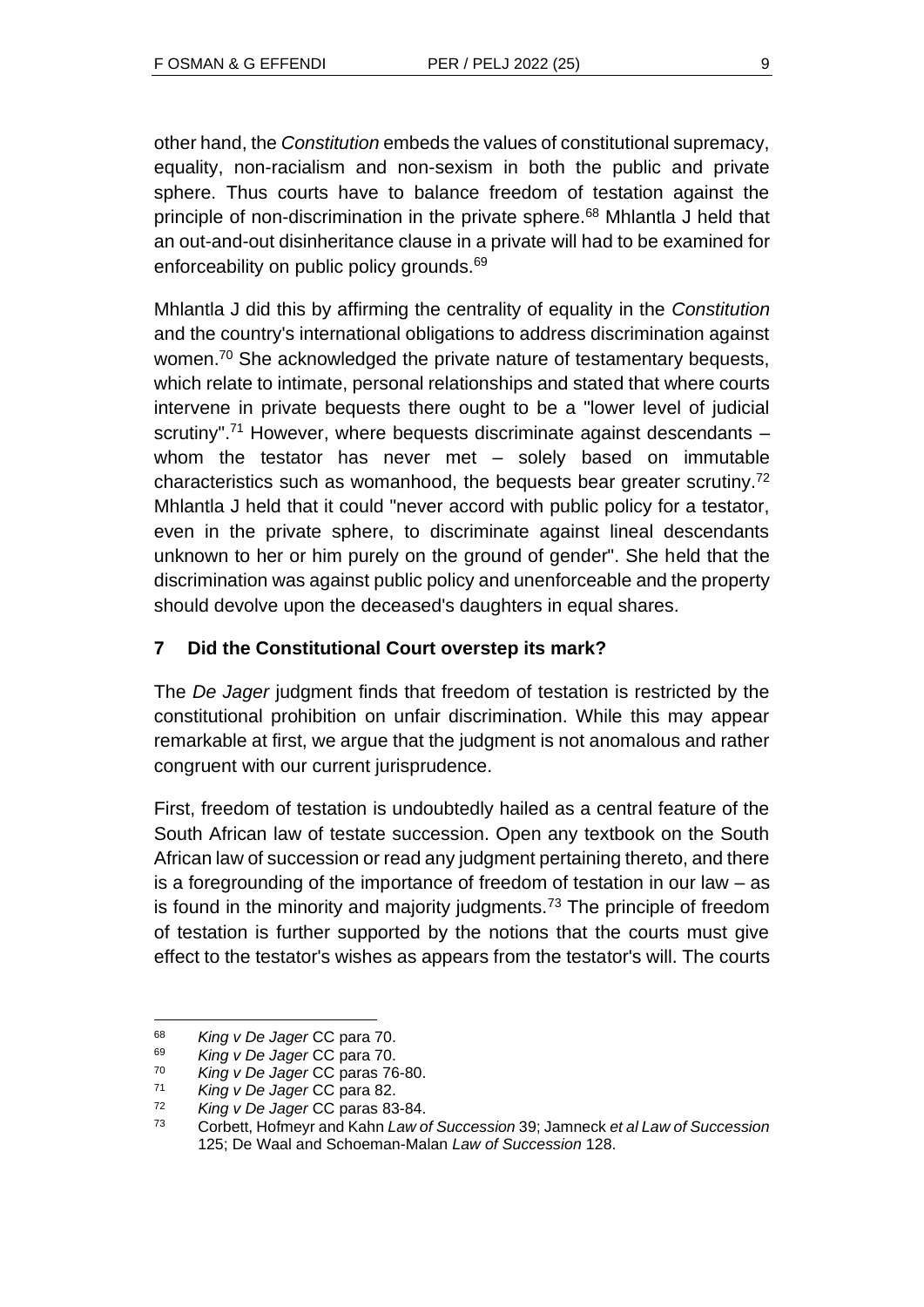other hand, the *Constitution* embeds the values of constitutional supremacy, equality, non-racialism and non-sexism in both the public and private sphere. Thus courts have to balance freedom of testation against the principle of non-discrimination in the private sphere.[68] Mhlantla J held that an out-and-out disinheritance clause in a private will had to be examined for enforceability on public policy grounds.[69]

Mhlantla J did this by affirming the centrality of equality in the *Constitution* and the country's international obligations to address discrimination against women.[70] She acknowledged the private nature of testamentary bequests, which relate to intimate, personal relationships and stated that where courts intervene in private bequests there ought to be a "lower level of judicial scrutiny".[71] However, where bequests discriminate against descendants – whom the testator has never met – solely based on immutable characteristics such as womanhood, the bequests bear greater scrutiny.[72] Mhlantla J held that it could "never accord with public policy for a testator, even in the private sphere, to discriminate against lineal descendants unknown to her or him purely on the ground of gender". She held that the discrimination was against public policy and unenforceable and the property should devolve upon the deceased's daughters in equal shares.

## 7 Did the Constitutional Court overstep its mark?

The *De Jager* judgment finds that freedom of testation is restricted by the constitutional prohibition on unfair discrimination. While this may appear remarkable at first, we argue that the judgment is not anomalous and rather congruent with our current jurisprudence.

First, freedom of testation is undoubtedly hailed as a central feature of the South African law of testate succession. Open any textbook on the South African law of succession or read any judgment pertaining thereto, and there is a foregrounding of the importance of freedom of testation in our law – as is found in the minority and majority judgments.[73] The principle of freedom of testation is further supported by the notions that the courts must give effect to the testator's wishes as appears from the testator's will. The courts

---

[68] *King v De Jager* CC para 70.

[69] *King v De Jager* CC para 70.

[70] *King v De Jager* CC paras 76-80.

[71] *King v De Jager* CC para 82.

[72] *King v De Jager* CC paras 83-84.

[73] Corbett, Hofmeyr and Kahn *Law of Succession* 39; Jamneck *et al Law of Succession* 125; De Waal and Schoeman-Malan *Law of Succession* 128.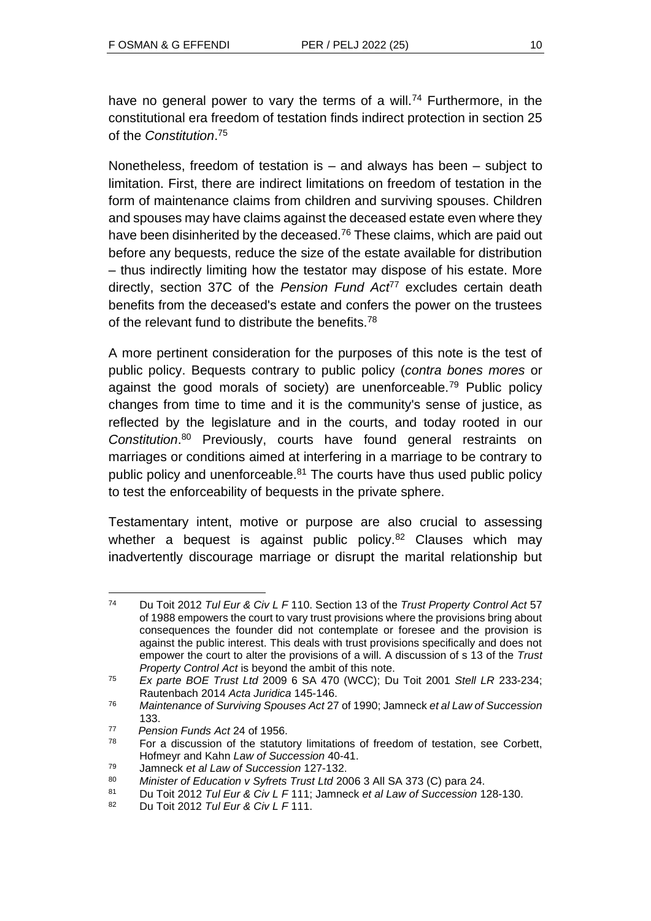have no general power to vary the terms of a will.[74] Furthermore, in the constitutional era freedom of testation finds indirect protection in section 25 of the *Constitution*.[75]

Nonetheless, freedom of testation is – and always has been – subject to limitation. First, there are indirect limitations on freedom of testation in the form of maintenance claims from children and surviving spouses. Children and spouses may have claims against the deceased estate even where they have been disinherited by the deceased.[76] These claims, which are paid out before any bequests, reduce the size of the estate available for distribution – thus indirectly limiting how the testator may dispose of his estate. More directly, section 37C of the *Pension Fund Act*[77] excludes certain death benefits from the deceased's estate and confers the power on the trustees of the relevant fund to distribute the benefits.[78]

A more pertinent consideration for the purposes of this note is the test of public policy. Bequests contrary to public policy (*contra bones mores* or against the good morals of society) are unenforceable.[79] Public policy changes from time to time and it is the community's sense of justice, as reflected by the legislature and in the courts, and today rooted in our *Constitution*.[80] Previously, courts have found general restraints on marriages or conditions aimed at interfering in a marriage to be contrary to public policy and unenforceable.[81] The courts have thus used public policy to test the enforceability of bequests in the private sphere.

Testamentary intent, motive or purpose are also crucial to assessing whether a bequest is against public policy.[82] Clauses which may inadvertently discourage marriage or disrupt the marital relationship but

---

74 Du Toit 2012 *Tul Eur & Civ L F* 110. Section 13 of the *Trust Property Control Act* 57 of 1988 empowers the court to vary trust provisions where the provisions bring about consequences the founder did not contemplate or foresee and the provision is against the public interest. This deals with trust provisions specifically and does not empower the court to alter the provisions of a will. A discussion of s 13 of the *Trust Property Control Act* is beyond the ambit of this note.

75 *Ex parte BOE Trust Ltd* 2009 6 SA 470 (WCC); Du Toit 2001 *Stell LR* 233-234; Rautenbach 2014 *Acta Juridica* 145-146.

76 *Maintenance of Surviving Spouses Act* 27 of 1990; Jamneck *et al Law of Succession* 133.

77 *Pension Funds Act* 24 of 1956.

78 For a discussion of the statutory limitations of freedom of testation, see Corbett, Hofmeyr and Kahn *Law of Succession* 40-41.

79 Jamneck *et al Law of Succession* 127-132.

80 *Minister of Education v Syfrets Trust Ltd* 2006 3 All SA 373 (C) para 24.

81 Du Toit 2012 *Tul Eur & Civ L F* 111; Jamneck *et al Law of Succession* 128-130.

82 Du Toit 2012 *Tul Eur & Civ L F* 111.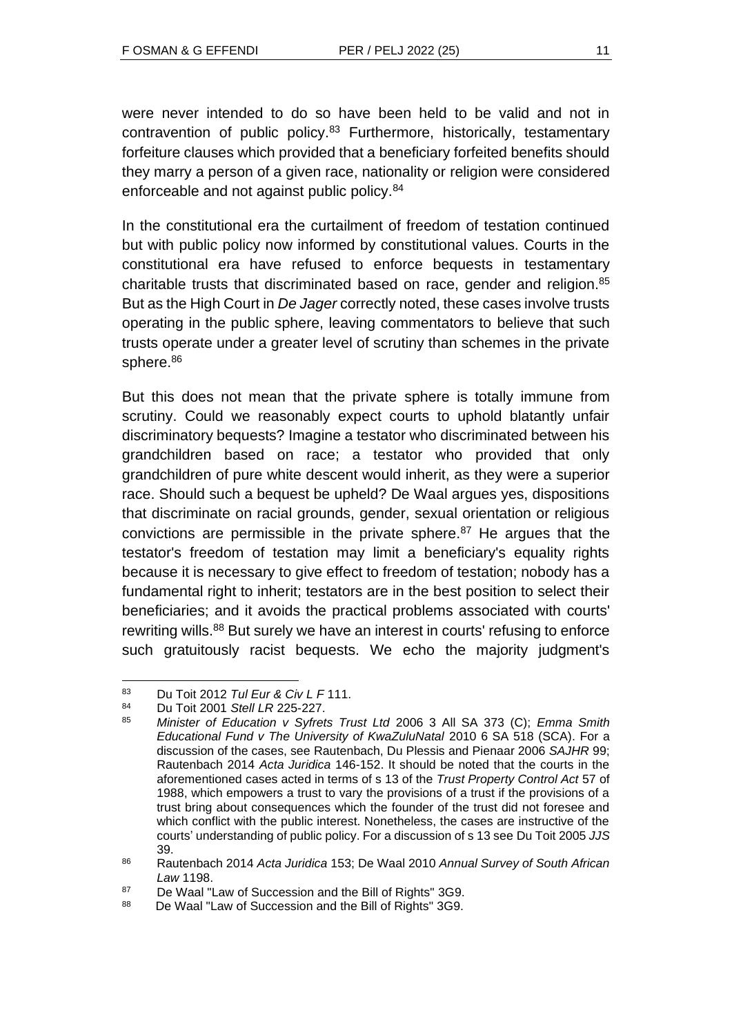were never intended to do so have been held to be valid and not in contravention of public policy.[83] Furthermore, historically, testamentary forfeiture clauses which provided that a beneficiary forfeited benefits should they marry a person of a given race, nationality or religion were considered enforceable and not against public policy.[84]

In the constitutional era the curtailment of freedom of testation continued but with public policy now informed by constitutional values. Courts in the constitutional era have refused to enforce bequests in testamentary charitable trusts that discriminated based on race, gender and religion.[85] But as the High Court in *De Jager* correctly noted, these cases involve trusts operating in the public sphere, leaving commentators to believe that such trusts operate under a greater level of scrutiny than schemes in the private sphere.[86]

But this does not mean that the private sphere is totally immune from scrutiny. Could we reasonably expect courts to uphold blatantly unfair discriminatory bequests? Imagine a testator who discriminated between his grandchildren based on race; a testator who provided that only grandchildren of pure white descent would inherit, as they were a superior race. Should such a bequest be upheld? De Waal argues yes, dispositions that discriminate on racial grounds, gender, sexual orientation or religious convictions are permissible in the private sphere.[87] He argues that the testator's freedom of testation may limit a beneficiary's equality rights because it is necessary to give effect to freedom of testation; nobody has a fundamental right to inherit; testators are in the best position to select their beneficiaries; and it avoids the practical problems associated with courts' rewriting wills.[88] But surely we have an interest in courts' refusing to enforce such gratuitously racist bequests. We echo the majority judgment's

---

[83] Du Toit 2012 *Tul Eur & Civ L F* 111.

[84] Du Toit 2001 *Stell LR* 225-227.

[85] *Minister of Education v Syfrets Trust Ltd* 2006 3 All SA 373 (C); *Emma Smith Educational Fund v The University of KwaZuluNatal* 2010 6 SA 518 (SCA). For a discussion of the cases, see Rautenbach, Du Plessis and Pienaar 2006 *SAJHR* 99; Rautenbach 2014 *Acta Juridica* 146-152. It should be noted that the courts in the aforementioned cases acted in terms of s 13 of the *Trust Property Control Act* 57 of 1988, which empowers a trust to vary the provisions of a trust if the provisions of a trust bring about consequences which the founder of the trust did not foresee and which conflict with the public interest. Nonetheless, the cases are instructive of the courts' understanding of public policy. For a discussion of s 13 see Du Toit 2005 *JJS* 39.

[86] Rautenbach 2014 *Acta Juridica* 153; De Waal 2010 *Annual Survey of South African Law* 1198.

[87] De Waal "Law of Succession and the Bill of Rights" 3G9.

[88] De Waal "Law of Succession and the Bill of Rights" 3G9.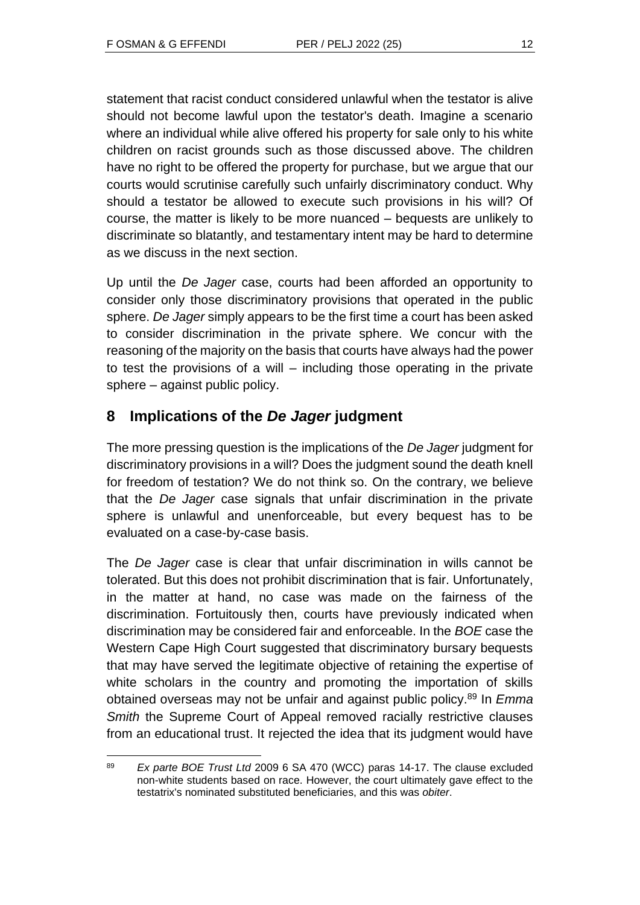statement that racist conduct considered unlawful when the testator is alive should not become lawful upon the testator's death. Imagine a scenario where an individual while alive offered his property for sale only to his white children on racist grounds such as those discussed above. The children have no right to be offered the property for purchase, but we argue that our courts would scrutinise carefully such unfairly discriminatory conduct. Why should a testator be allowed to execute such provisions in his will? Of course, the matter is likely to be more nuanced – bequests are unlikely to discriminate so blatantly, and testamentary intent may be hard to determine as we discuss in the next section.

Up until the *De Jager* case, courts had been afforded an opportunity to consider only those discriminatory provisions that operated in the public sphere. *De Jager* simply appears to be the first time a court has been asked to consider discrimination in the private sphere. We concur with the reasoning of the majority on the basis that courts have always had the power to test the provisions of a will – including those operating in the private sphere – against public policy.

## 8 Implications of the *De Jager* judgment

The more pressing question is the implications of the *De Jager* judgment for discriminatory provisions in a will? Does the judgment sound the death knell for freedom of testation? We do not think so. On the contrary, we believe that the *De Jager* case signals that unfair discrimination in the private sphere is unlawful and unenforceable, but every bequest has to be evaluated on a case-by-case basis.

The *De Jager* case is clear that unfair discrimination in wills cannot be tolerated. But this does not prohibit discrimination that is fair. Unfortunately, in the matter at hand, no case was made on the fairness of the discrimination. Fortuitously then, courts have previously indicated when discrimination may be considered fair and enforceable. In the *BOE* case the Western Cape High Court suggested that discriminatory bursary bequests that may have served the legitimate objective of retaining the expertise of white scholars in the country and promoting the importation of skills obtained overseas may not be unfair and against public policy.[89] In *Emma Smith* the Supreme Court of Appeal removed racially restrictive clauses from an educational trust. It rejected the idea that its judgment would have

[89] *Ex parte BOE Trust Ltd* 2009 6 SA 470 (WCC) paras 14-17. The clause excluded non-white students based on race. However, the court ultimately gave effect to the testatrix's nominated substituted beneficiaries, and this was *obiter*.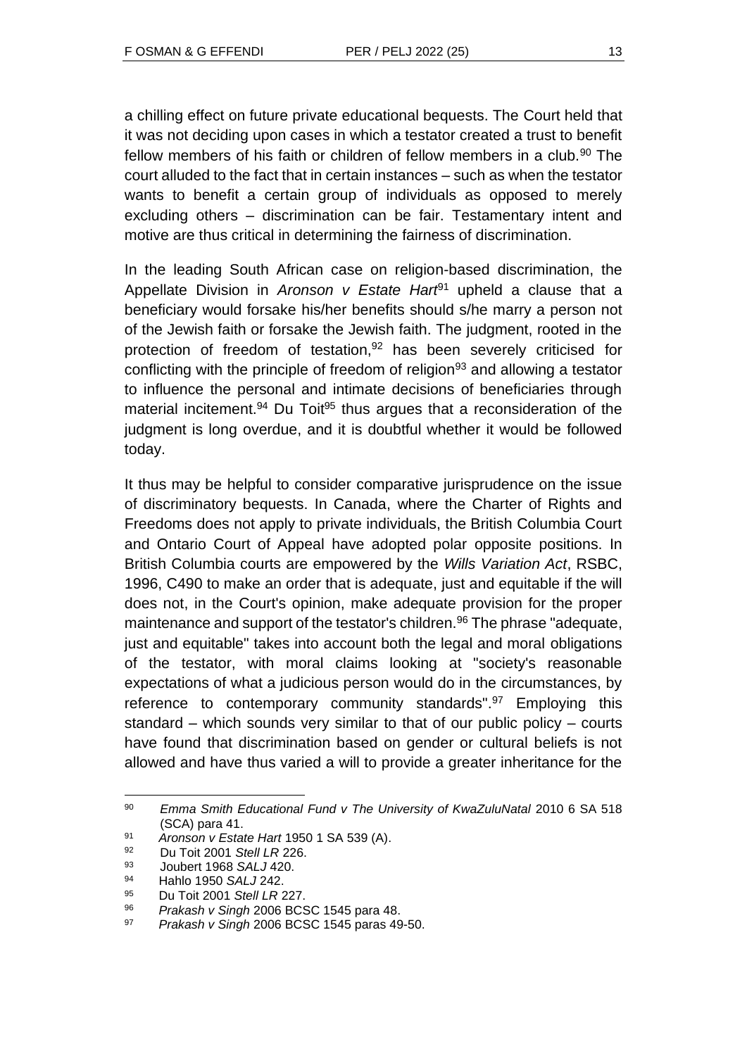a chilling effect on future private educational bequests. The Court held that it was not deciding upon cases in which a testator created a trust to benefit fellow members of his faith or children of fellow members in a club.[90] The court alluded to the fact that in certain instances – such as when the testator wants to benefit a certain group of individuals as opposed to merely excluding others – discrimination can be fair. Testamentary intent and motive are thus critical in determining the fairness of discrimination.

In the leading South African case on religion-based discrimination, the Appellate Division in *Aronson v Estate Hart*[91] upheld a clause that a beneficiary would forsake his/her benefits should s/he marry a person not of the Jewish faith or forsake the Jewish faith. The judgment, rooted in the protection of freedom of testation,[92] has been severely criticised for conflicting with the principle of freedom of religion[93] and allowing a testator to influence the personal and intimate decisions of beneficiaries through material incitement.[94] Du Toit[95] thus argues that a reconsideration of the judgment is long overdue, and it is doubtful whether it would be followed today.

It thus may be helpful to consider comparative jurisprudence on the issue of discriminatory bequests. In Canada, where the Charter of Rights and Freedoms does not apply to private individuals, the British Columbia Court and Ontario Court of Appeal have adopted polar opposite positions. In British Columbia courts are empowered by the *Wills Variation Act*, RSBC, 1996, C490 to make an order that is adequate, just and equitable if the will does not, in the Court's opinion, make adequate provision for the proper maintenance and support of the testator's children.[96] The phrase "adequate, just and equitable" takes into account both the legal and moral obligations of the testator, with moral claims looking at "society's reasonable expectations of what a judicious person would do in the circumstances, by reference to contemporary community standards".[97] Employing this standard – which sounds very similar to that of our public policy – courts have found that discrimination based on gender or cultural beliefs is not allowed and have thus varied a will to provide a greater inheritance for the

---

90 *Emma Smith Educational Fund v The University of KwaZuluNatal* 2010 6 SA 518 (SCA) para 41.

91 *Aronson v Estate Hart* 1950 1 SA 539 (A).

92 Du Toit 2001 *Stell LR* 226.

93 Joubert 1968 *SALJ* 420.

94 Hahlo 1950 *SALJ* 242.

95 Du Toit 2001 *Stell LR* 227.

96 *Prakash v Singh* 2006 BCSC 1545 para 48.

97 *Prakash v Singh* 2006 BCSC 1545 paras 49-50.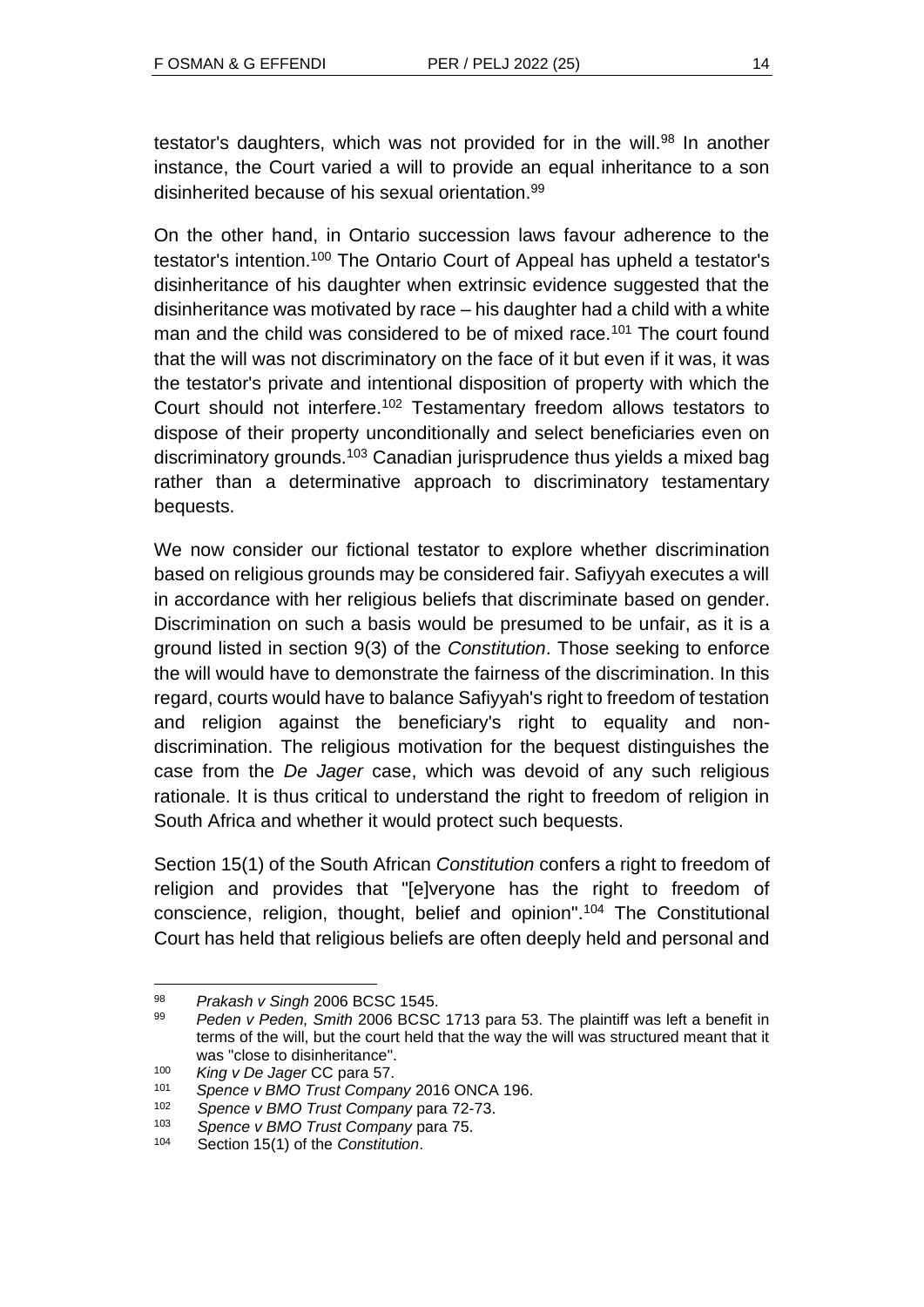testator's daughters, which was not provided for in the will.[98] In another instance, the Court varied a will to provide an equal inheritance to a son disinherited because of his sexual orientation.[99]

On the other hand, in Ontario succession laws favour adherence to the testator's intention.[100] The Ontario Court of Appeal has upheld a testator's disinheritance of his daughter when extrinsic evidence suggested that the disinheritance was motivated by race – his daughter had a child with a white man and the child was considered to be of mixed race.[101] The court found that the will was not discriminatory on the face of it but even if it was, it was the testator's private and intentional disposition of property with which the Court should not interfere.[102] Testamentary freedom allows testators to dispose of their property unconditionally and select beneficiaries even on discriminatory grounds.[103] Canadian jurisprudence thus yields a mixed bag rather than a determinative approach to discriminatory testamentary bequests.

We now consider our fictional testator to explore whether discrimination based on religious grounds may be considered fair. Safiyyah executes a will in accordance with her religious beliefs that discriminate based on gender. Discrimination on such a basis would be presumed to be unfair, as it is a ground listed in section 9(3) of the *Constitution*. Those seeking to enforce the will would have to demonstrate the fairness of the discrimination. In this regard, courts would have to balance Safiyyah's right to freedom of testation and religion against the beneficiary's right to equality and non-discrimination. The religious motivation for the bequest distinguishes the case from the *De Jager* case, which was devoid of any such religious rationale. It is thus critical to understand the right to freedom of religion in South Africa and whether it would protect such bequests.

Section 15(1) of the South African *Constitution* confers a right to freedom of religion and provides that "[e]veryone has the right to freedom of conscience, religion, thought, belief and opinion".[104] The Constitutional Court has held that religious beliefs are often deeply held and personal and

---

[98] *Prakash v Singh* 2006 BCSC 1545.

[99] *Peden v Peden, Smith* 2006 BCSC 1713 para 53. The plaintiff was left a benefit in terms of the will, but the court held that the way the will was structured meant that it was "close to disinheritance".

[100] *King v De Jager* CC para 57.

[101] *Spence v BMO Trust Company* 2016 ONCA 196.

[102] *Spence v BMO Trust Company* para 72-73.

[103] *Spence v BMO Trust Company* para 75.

[104] Section 15(1) of the *Constitution*.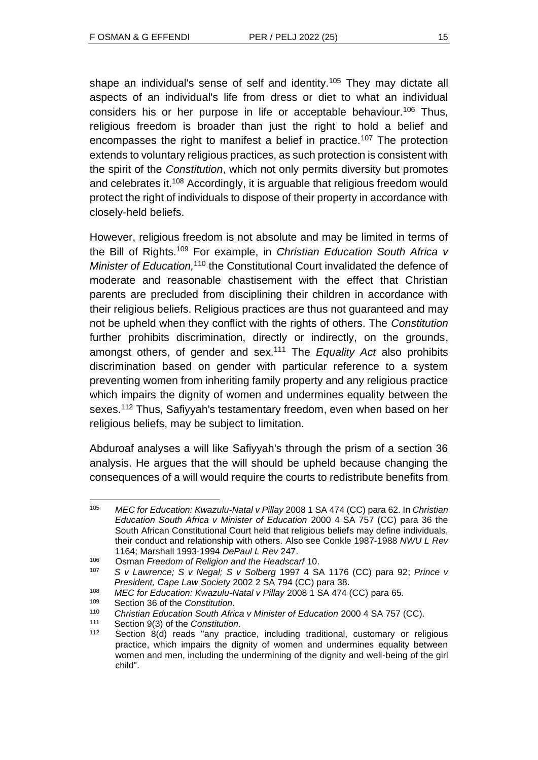shape an individual's sense of self and identity.[105] They may dictate all aspects of an individual's life from dress or diet to what an individual considers his or her purpose in life or acceptable behaviour.[106] Thus, religious freedom is broader than just the right to hold a belief and encompasses the right to manifest a belief in practice.[107] The protection extends to voluntary religious practices, as such protection is consistent with the spirit of the *Constitution*, which not only permits diversity but promotes and celebrates it.[108] Accordingly, it is arguable that religious freedom would protect the right of individuals to dispose of their property in accordance with closely-held beliefs.

However, religious freedom is not absolute and may be limited in terms of the Bill of Rights.[109] For example, in *Christian Education South Africa v Minister of Education,*[110] the Constitutional Court invalidated the defence of moderate and reasonable chastisement with the effect that Christian parents are precluded from disciplining their children in accordance with their religious beliefs. Religious practices are thus not guaranteed and may not be upheld when they conflict with the rights of others. The *Constitution* further prohibits discrimination, directly or indirectly, on the grounds, amongst others, of gender and sex.[111] The *Equality Act* also prohibits discrimination based on gender with particular reference to a system preventing women from inheriting family property and any religious practice which impairs the dignity of women and undermines equality between the sexes.[112] Thus, Safiyyah's testamentary freedom, even when based on her religious beliefs, may be subject to limitation.

Abduroaf analyses a will like Safiyyah's through the prism of a section 36 analysis. He argues that the will should be upheld because changing the consequences of a will would require the courts to redistribute benefits from

---

[105] *MEC for Education: Kwazulu-Natal v Pillay* 2008 1 SA 474 (CC) para 62. In *Christian Education South Africa v Minister of Education* 2000 4 SA 757 (CC) para 36 the South African Constitutional Court held that religious beliefs may define individuals, their conduct and relationship with others. Also see Conkle 1987-1988 *NWU L Rev* 1164; Marshall 1993-1994 *DePaul L Rev* 247.

[106] Osman *Freedom of Religion and the Headscarf* 10.

[107] *S v Lawrence; S v Negal; S v Solberg* 1997 4 SA 1176 (CC) para 92; *Prince v President, Cape Law Society* 2002 2 SA 794 (CC) para 38.

[108] *MEC for Education: Kwazulu-Natal v Pillay* 2008 1 SA 474 (CC) para 65.

[109] Section 36 of the *Constitution*.

[110] *Christian Education South Africa v Minister of Education* 2000 4 SA 757 (CC).

[111] Section 9(3) of the *Constitution*.

[112] Section 8(d) reads "any practice, including traditional, customary or religious practice, which impairs the dignity of women and undermines equality between women and men, including the undermining of the dignity and well-being of the girl child".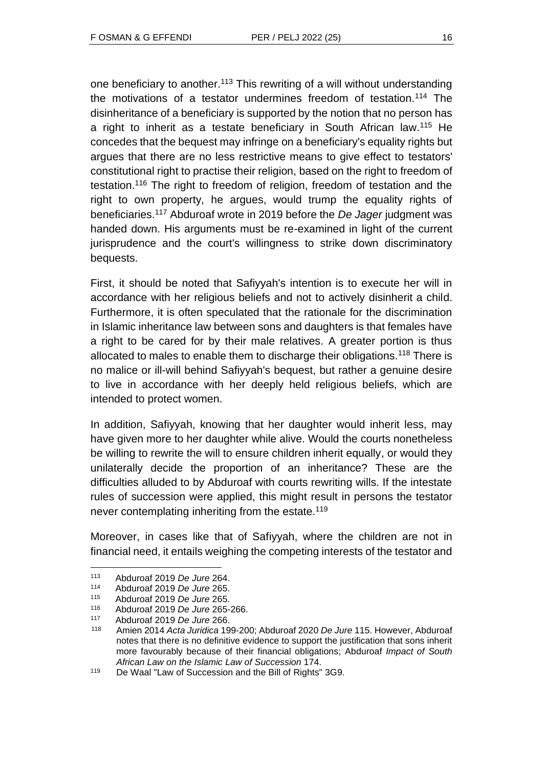one beneficiary to another.[113] This rewriting of a will without understanding the motivations of a testator undermines freedom of testation.[114] The disinheritance of a beneficiary is supported by the notion that no person has a right to inherit as a testate beneficiary in South African law.[115] He concedes that the bequest may infringe on a beneficiary's equality rights but argues that there are no less restrictive means to give effect to testators' constitutional right to practise their religion, based on the right to freedom of testation.[116] The right to freedom of religion, freedom of testation and the right to own property, he argues, would trump the equality rights of beneficiaries.[117] Abduroaf wrote in 2019 before the *De Jager* judgment was handed down. His arguments must be re-examined in light of the current jurisprudence and the court's willingness to strike down discriminatory bequests.

First, it should be noted that Safiyyah's intention is to execute her will in accordance with her religious beliefs and not to actively disinherit a child. Furthermore, it is often speculated that the rationale for the discrimination in Islamic inheritance law between sons and daughters is that females have a right to be cared for by their male relatives. A greater portion is thus allocated to males to enable them to discharge their obligations.[118] There is no malice or ill-will behind Safiyyah's bequest, but rather a genuine desire to live in accordance with her deeply held religious beliefs, which are intended to protect women.

In addition, Safiyyah, knowing that her daughter would inherit less, may have given more to her daughter while alive. Would the courts nonetheless be willing to rewrite the will to ensure children inherit equally, or would they unilaterally decide the proportion of an inheritance? These are the difficulties alluded to by Abduroaf with courts rewriting wills. If the intestate rules of succession were applied, this might result in persons the testator never contemplating inheriting from the estate.[119]

Moreover, in cases like that of Safiyyah, where the children are not in financial need, it entails weighing the competing interests of the testator and

---

[113] Abduroaf 2019 *De Jure* 264.

[114] Abduroaf 2019 *De Jure* 265.

[115] Abduroaf 2019 *De Jure* 265.

[116] Abduroaf 2019 *De Jure* 265-266.

[117] Abduroaf 2019 *De Jure* 266.

[118] Amien 2014 *Acta Juridica* 199-200; Abduroaf 2020 *De Jure* 115. However, Abduroaf notes that there is no definitive evidence to support the justification that sons inherit more favourably because of their financial obligations; Abduroaf *Impact of South African Law on the Islamic Law of Succession* 174.

[119] De Waal "Law of Succession and the Bill of Rights" 3G9.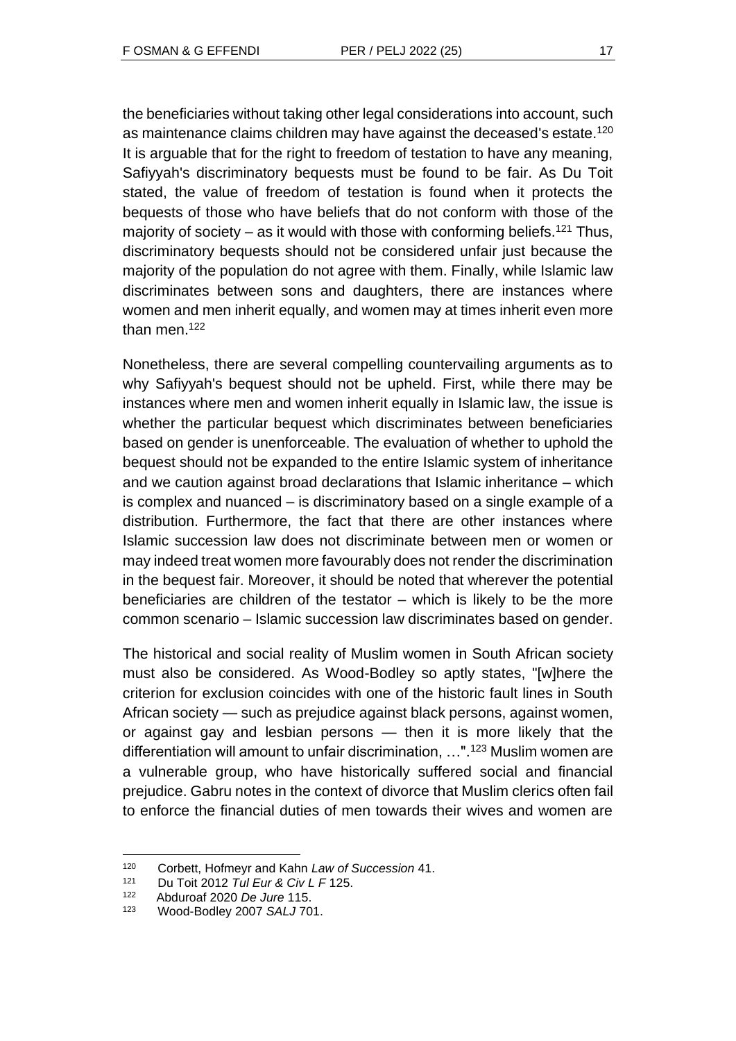the beneficiaries without taking other legal considerations into account, such as maintenance claims children may have against the deceased's estate.[120] It is arguable that for the right to freedom of testation to have any meaning, Safiyyah's discriminatory bequests must be found to be fair. As Du Toit stated, the value of freedom of testation is found when it protects the bequests of those who have beliefs that do not conform with those of the majority of society – as it would with those with conforming beliefs.[121] Thus, discriminatory bequests should not be considered unfair just because the majority of the population do not agree with them. Finally, while Islamic law discriminates between sons and daughters, there are instances where women and men inherit equally, and women may at times inherit even more than men.[122]

Nonetheless, there are several compelling countervailing arguments as to why Safiyyah's bequest should not be upheld. First, while there may be instances where men and women inherit equally in Islamic law, the issue is whether the particular bequest which discriminates between beneficiaries based on gender is unenforceable. The evaluation of whether to uphold the bequest should not be expanded to the entire Islamic system of inheritance and we caution against broad declarations that Islamic inheritance – which is complex and nuanced – is discriminatory based on a single example of a distribution. Furthermore, the fact that there are other instances where Islamic succession law does not discriminate between men or women or may indeed treat women more favourably does not render the discrimination in the bequest fair. Moreover, it should be noted that wherever the potential beneficiaries are children of the testator – which is likely to be the more common scenario – Islamic succession law discriminates based on gender.

The historical and social reality of Muslim women in South African society must also be considered. As Wood-Bodley so aptly states, "[w]here the criterion for exclusion coincides with one of the historic fault lines in South African society — such as prejudice against black persons, against women, or against gay and lesbian persons — then it is more likely that the differentiation will amount to unfair discrimination, …".[123] Muslim women are a vulnerable group, who have historically suffered social and financial prejudice. Gabru notes in the context of divorce that Muslim clerics often fail to enforce the financial duties of men towards their wives and women are

---

120 Corbett, Hofmeyr and Kahn *Law of Succession* 41.

121 Du Toit 2012 *Tul Eur & Civ L F* 125.

122 Abduroaf 2020 *De Jure* 115.

123 Wood-Bodley 2007 *SALJ* 701.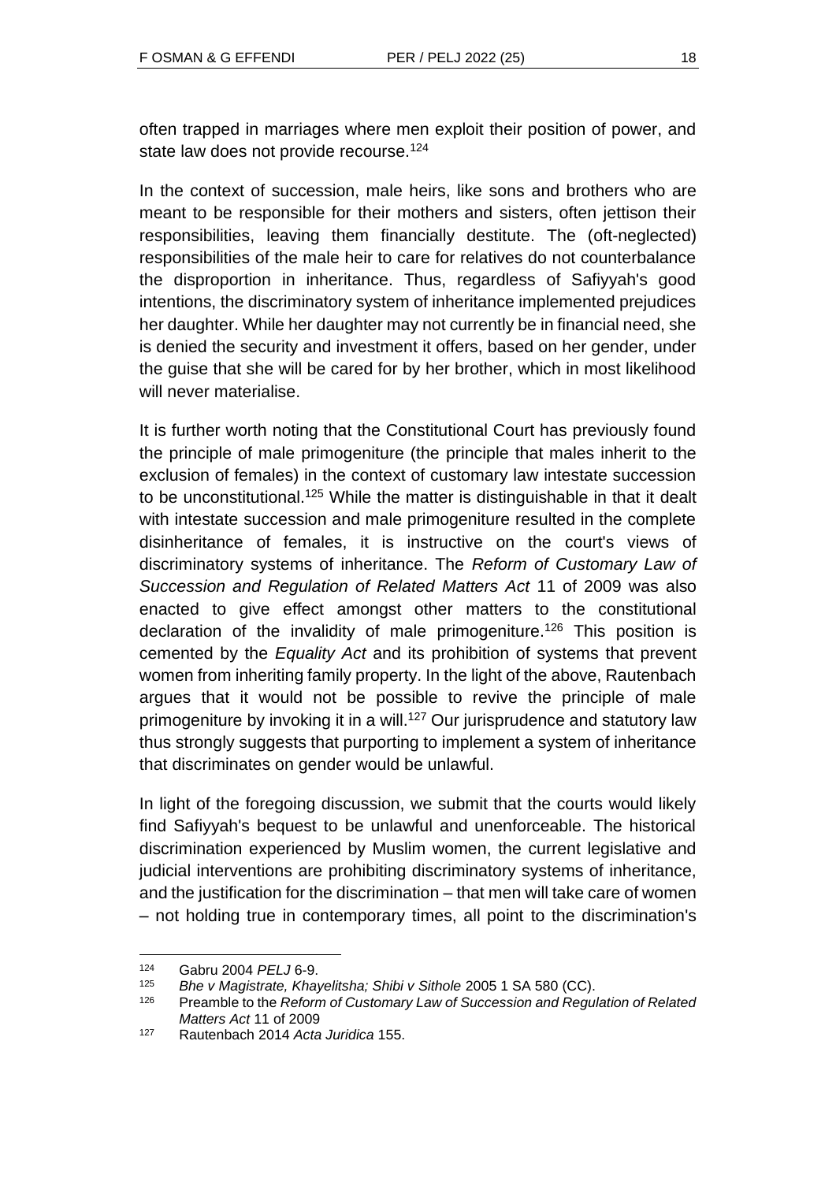often trapped in marriages where men exploit their position of power, and state law does not provide recourse.[124]

In the context of succession, male heirs, like sons and brothers who are meant to be responsible for their mothers and sisters, often jettison their responsibilities, leaving them financially destitute. The (oft-neglected) responsibilities of the male heir to care for relatives do not counterbalance the disproportion in inheritance. Thus, regardless of Safiyyah's good intentions, the discriminatory system of inheritance implemented prejudices her daughter. While her daughter may not currently be in financial need, she is denied the security and investment it offers, based on her gender, under the guise that she will be cared for by her brother, which in most likelihood will never materialise.

It is further worth noting that the Constitutional Court has previously found the principle of male primogeniture (the principle that males inherit to the exclusion of females) in the context of customary law intestate succession to be unconstitutional.[125] While the matter is distinguishable in that it dealt with intestate succession and male primogeniture resulted in the complete disinheritance of females, it is instructive on the court's views of discriminatory systems of inheritance. The *Reform of Customary Law of Succession and Regulation of Related Matters Act* 11 of 2009 was also enacted to give effect amongst other matters to the constitutional declaration of the invalidity of male primogeniture.[126] This position is cemented by the *Equality Act* and its prohibition of systems that prevent women from inheriting family property. In the light of the above, Rautenbach argues that it would not be possible to revive the principle of male primogeniture by invoking it in a will.[127] Our jurisprudence and statutory law thus strongly suggests that purporting to implement a system of inheritance that discriminates on gender would be unlawful.

In light of the foregoing discussion, we submit that the courts would likely find Safiyyah's bequest to be unlawful and unenforceable. The historical discrimination experienced by Muslim women, the current legislative and judicial interventions are prohibiting discriminatory systems of inheritance, and the justification for the discrimination – that men will take care of women – not holding true in contemporary times, all point to the discrimination's

---

124 Gabru 2004 *PELJ* 6-9.

125 *Bhe v Magistrate, Khayelitsha; Shibi v Sithole* 2005 1 SA 580 (CC).

126 Preamble to the *Reform of Customary Law of Succession and Regulation of Related Matters Act* 11 of 2009

127 Rautenbach 2014 *Acta Juridica* 155.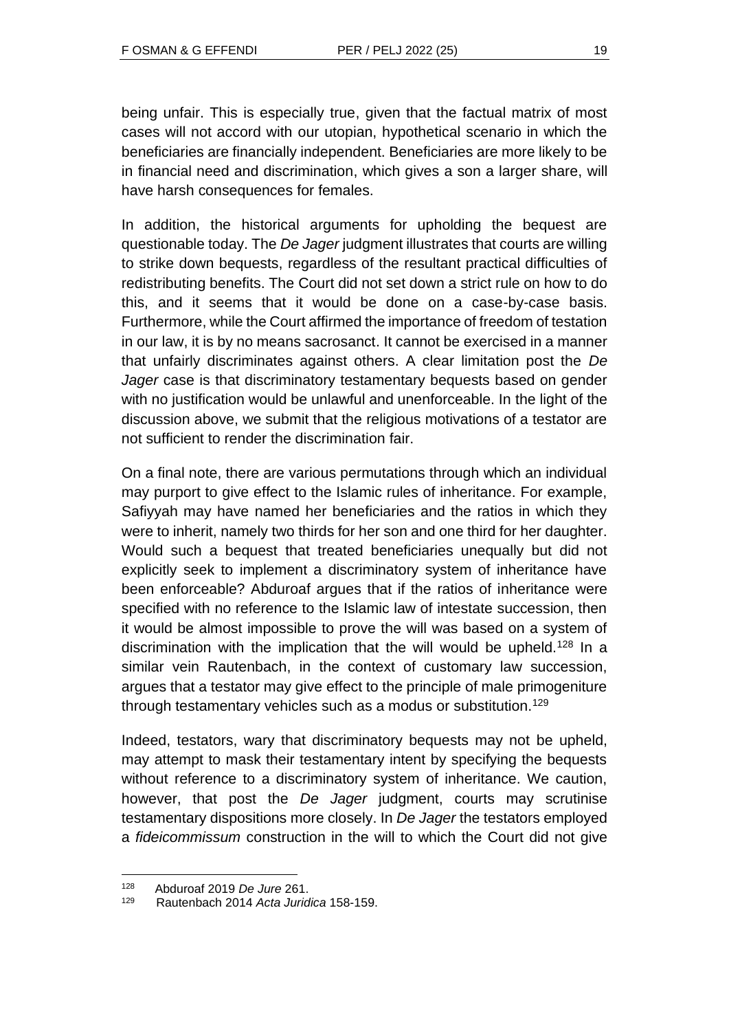being unfair. This is especially true, given that the factual matrix of most cases will not accord with our utopian, hypothetical scenario in which the beneficiaries are financially independent. Beneficiaries are more likely to be in financial need and discrimination, which gives a son a larger share, will have harsh consequences for females.

In addition, the historical arguments for upholding the bequest are questionable today. The *De Jager* judgment illustrates that courts are willing to strike down bequests, regardless of the resultant practical difficulties of redistributing benefits. The Court did not set down a strict rule on how to do this, and it seems that it would be done on a case-by-case basis. Furthermore, while the Court affirmed the importance of freedom of testation in our law, it is by no means sacrosanct. It cannot be exercised in a manner that unfairly discriminates against others. A clear limitation post the *De Jager* case is that discriminatory testamentary bequests based on gender with no justification would be unlawful and unenforceable. In the light of the discussion above, we submit that the religious motivations of a testator are not sufficient to render the discrimination fair.

On a final note, there are various permutations through which an individual may purport to give effect to the Islamic rules of inheritance. For example, Safiyyah may have named her beneficiaries and the ratios in which they were to inherit, namely two thirds for her son and one third for her daughter. Would such a bequest that treated beneficiaries unequally but did not explicitly seek to implement a discriminatory system of inheritance have been enforceable? Abduroaf argues that if the ratios of inheritance were specified with no reference to the Islamic law of intestate succession, then it would be almost impossible to prove the will was based on a system of discrimination with the implication that the will would be upheld.[128] In a similar vein Rautenbach, in the context of customary law succession, argues that a testator may give effect to the principle of male primogeniture through testamentary vehicles such as a modus or substitution.[129]

Indeed, testators, wary that discriminatory bequests may not be upheld, may attempt to mask their testamentary intent by specifying the bequests without reference to a discriminatory system of inheritance. We caution, however, that post the *De Jager* judgment, courts may scrutinise testamentary dispositions more closely. In *De Jager* the testators employed a *fideicommissum* construction in the will to which the Court did not give

---

[128] Abduroaf 2019 *De Jure* 261.

[129] Rautenbach 2014 *Acta Juridica* 158-159.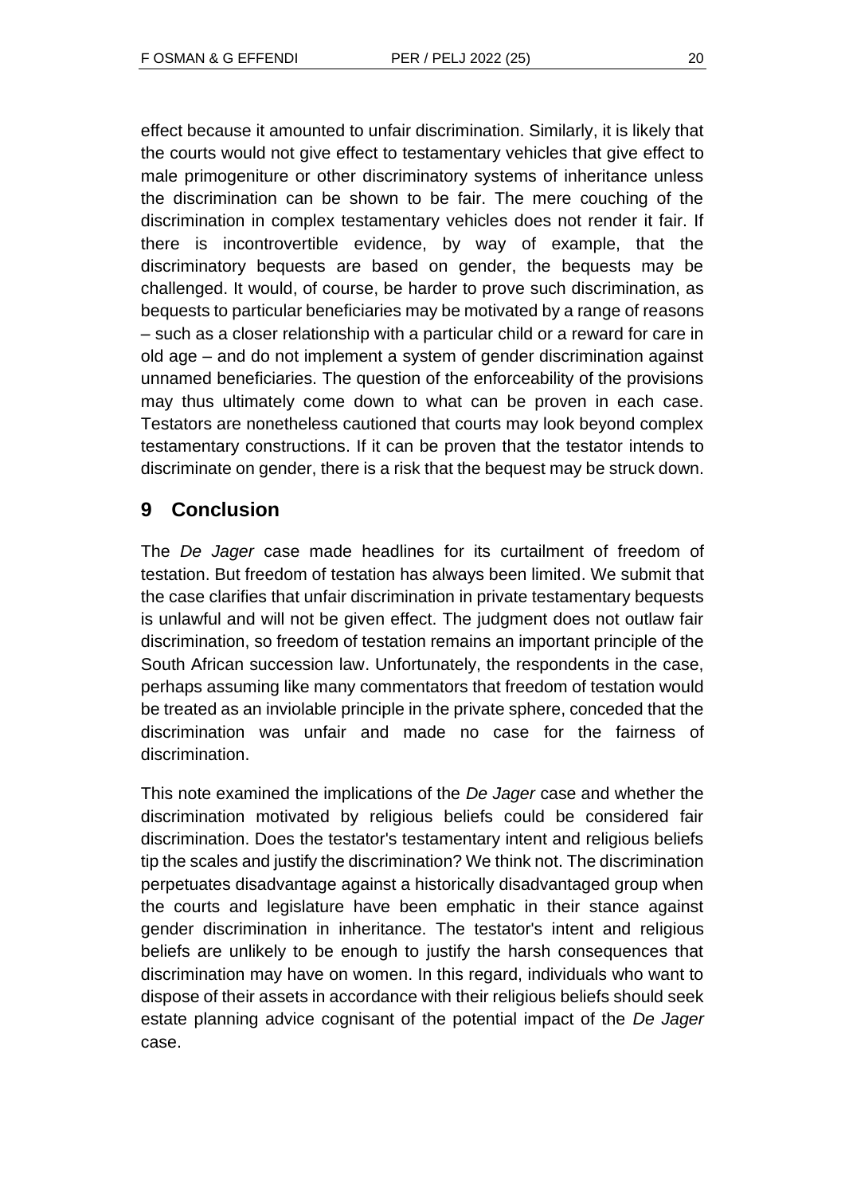effect because it amounted to unfair discrimination. Similarly, it is likely that the courts would not give effect to testamentary vehicles that give effect to male primogeniture or other discriminatory systems of inheritance unless the discrimination can be shown to be fair. The mere couching of the discrimination in complex testamentary vehicles does not render it fair. If there is incontrovertible evidence, by way of example, that the discriminatory bequests are based on gender, the bequests may be challenged. It would, of course, be harder to prove such discrimination, as bequests to particular beneficiaries may be motivated by a range of reasons – such as a closer relationship with a particular child or a reward for care in old age – and do not implement a system of gender discrimination against unnamed beneficiaries. The question of the enforceability of the provisions may thus ultimately come down to what can be proven in each case. Testators are nonetheless cautioned that courts may look beyond complex testamentary constructions. If it can be proven that the testator intends to discriminate on gender, there is a risk that the bequest may be struck down.

## 9 Conclusion

The *De Jager* case made headlines for its curtailment of freedom of testation. But freedom of testation has always been limited. We submit that the case clarifies that unfair discrimination in private testamentary bequests is unlawful and will not be given effect. The judgment does not outlaw fair discrimination, so freedom of testation remains an important principle of the South African succession law. Unfortunately, the respondents in the case, perhaps assuming like many commentators that freedom of testation would be treated as an inviolable principle in the private sphere, conceded that the discrimination was unfair and made no case for the fairness of discrimination.

This note examined the implications of the *De Jager* case and whether the discrimination motivated by religious beliefs could be considered fair discrimination. Does the testator's testamentary intent and religious beliefs tip the scales and justify the discrimination? We think not. The discrimination perpetuates disadvantage against a historically disadvantaged group when the courts and legislature have been emphatic in their stance against gender discrimination in inheritance. The testator's intent and religious beliefs are unlikely to be enough to justify the harsh consequences that discrimination may have on women. In this regard, individuals who want to dispose of their assets in accordance with their religious beliefs should seek estate planning advice cognisant of the potential impact of the *De Jager* case.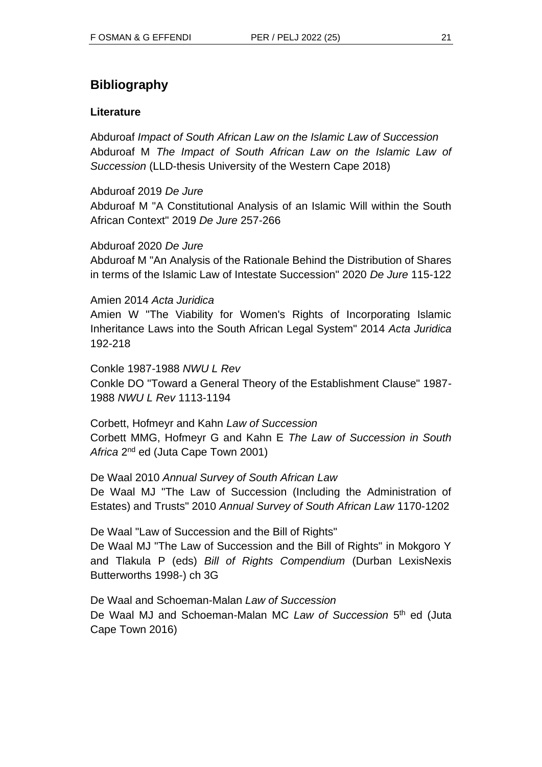## Bibliography

### Literature

Abduroaf *Impact of South African Law on the Islamic Law of Succession*
Abduroaf M *The Impact of South African Law on the Islamic Law of Succession* (LLD-thesis University of the Western Cape 2018)

Abduroaf 2019 *De Jure*
Abduroaf M "A Constitutional Analysis of an Islamic Will within the South African Context" 2019 *De Jure* 257-266

Abduroaf 2020 *De Jure*
Abduroaf M "An Analysis of the Rationale Behind the Distribution of Shares in terms of the Islamic Law of Intestate Succession" 2020 *De Jure* 115-122

Amien 2014 *Acta Juridica*
Amien W "The Viability for Women's Rights of Incorporating Islamic Inheritance Laws into the South African Legal System" 2014 *Acta Juridica* 192-218

Conkle 1987-1988 *NWU L Rev*
Conkle DO "Toward a General Theory of the Establishment Clause" 1987-1988 *NWU L Rev* 1113-1194

Corbett, Hofmeyr and Kahn *Law of Succession*
Corbett MMG, Hofmeyr G and Kahn E *The Law of Succession in South Africa* 2nd ed (Juta Cape Town 2001)

De Waal 2010 *Annual Survey of South African Law*
De Waal MJ "The Law of Succession (Including the Administration of Estates) and Trusts" 2010 *Annual Survey of South African Law* 1170-1202

De Waal "Law of Succession and the Bill of Rights"
De Waal MJ "The Law of Succession and the Bill of Rights" in Mokgoro Y and Tlakula P (eds) *Bill of Rights Compendium* (Durban LexisNexis Butterworths 1998-) ch 3G

De Waal and Schoeman-Malan *Law of Succession*
De Waal MJ and Schoeman-Malan MC *Law of Succession* 5th ed (Juta Cape Town 2016)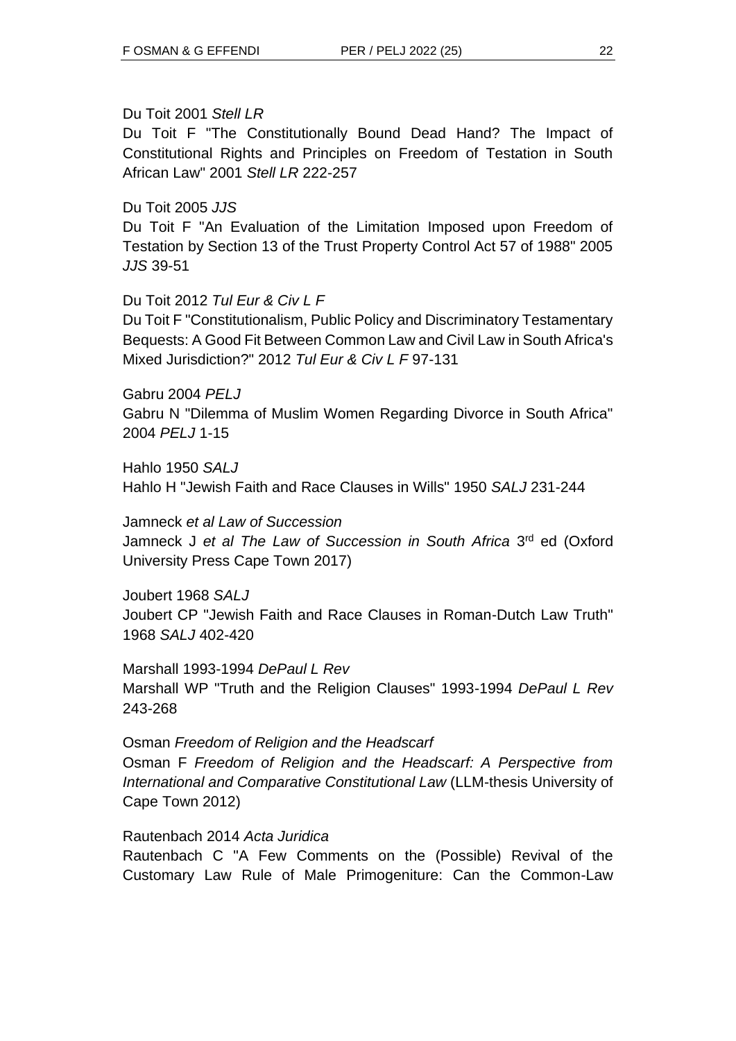Du Toit 2001 *Stell LR*

Du Toit F "The Constitutionally Bound Dead Hand? The Impact of Constitutional Rights and Principles on Freedom of Testation in South African Law" 2001 *Stell LR* 222-257

Du Toit 2005 *JJS*

Du Toit F "An Evaluation of the Limitation Imposed upon Freedom of Testation by Section 13 of the Trust Property Control Act 57 of 1988" 2005 *JJS* 39-51

Du Toit 2012 *Tul Eur & Civ L F*

Du Toit F "Constitutionalism, Public Policy and Discriminatory Testamentary Bequests: A Good Fit Between Common Law and Civil Law in South Africa's Mixed Jurisdiction?" 2012 *Tul Eur & Civ L F* 97-131

Gabru 2004 *PELJ*

Gabru N "Dilemma of Muslim Women Regarding Divorce in South Africa" 2004 *PELJ* 1-15

Hahlo 1950 *SALJ*

Hahlo H "Jewish Faith and Race Clauses in Wills" 1950 *SALJ* 231-244

Jamneck *et al Law of Succession*

Jamneck J *et al The Law of Succession in South Africa* 3rd ed (Oxford University Press Cape Town 2017)

Joubert 1968 *SALJ*

Joubert CP "Jewish Faith and Race Clauses in Roman-Dutch Law Truth" 1968 *SALJ* 402-420

Marshall 1993-1994 *DePaul L Rev*

Marshall WP "Truth and the Religion Clauses" 1993-1994 *DePaul L Rev* 243-268

Osman *Freedom of Religion and the Headscarf*

Osman F *Freedom of Religion and the Headscarf: A Perspective from International and Comparative Constitutional Law* (LLM-thesis University of Cape Town 2012)

Rautenbach 2014 *Acta Juridica*

Rautenbach C "A Few Comments on the (Possible) Revival of the Customary Law Rule of Male Primogeniture: Can the Common-Law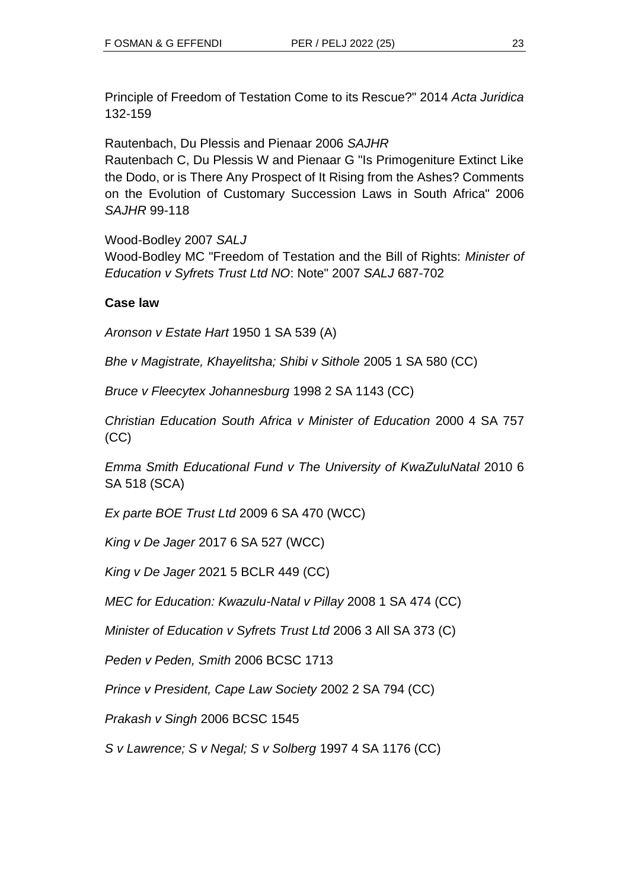Principle of Freedom of Testation Come to its Rescue?" 2014 *Acta Juridica* 132-159

Rautenbach, Du Plessis and Pienaar 2006 *SAJHR*
Rautenbach C, Du Plessis W and Pienaar G "Is Primogeniture Extinct Like the Dodo, or is There Any Prospect of It Rising from the Ashes? Comments on the Evolution of Customary Succession Laws in South Africa" 2006 *SAJHR* 99-118

Wood-Bodley 2007 *SALJ*
Wood-Bodley MC "Freedom of Testation and the Bill of Rights: *Minister of Education v Syfrets Trust Ltd NO*: Note" 2007 *SALJ* 687-702

**Case law**

*Aronson v Estate Hart* 1950 1 SA 539 (A)

*Bhe v Magistrate, Khayelitsha; Shibi v Sithole* 2005 1 SA 580 (CC)

*Bruce v Fleecytex Johannesburg* 1998 2 SA 1143 (CC)

*Christian Education South Africa v Minister of Education* 2000 4 SA 757 (CC)

*Emma Smith Educational Fund v The University of KwaZuluNatal* 2010 6 SA 518 (SCA)

*Ex parte BOE Trust Ltd* 2009 6 SA 470 (WCC)

*King v De Jager* 2017 6 SA 527 (WCC)

*King v De Jager* 2021 5 BCLR 449 (CC)

*MEC for Education: Kwazulu-Natal v Pillay* 2008 1 SA 474 (CC)

*Minister of Education v Syfrets Trust Ltd* 2006 3 All SA 373 (C)

*Peden v Peden, Smith* 2006 BCSC 1713

*Prince v President, Cape Law Society* 2002 2 SA 794 (CC)

*Prakash v Singh* 2006 BCSC 1545

*S v Lawrence; S v Negal; S v Solberg* 1997 4 SA 1176 (CC)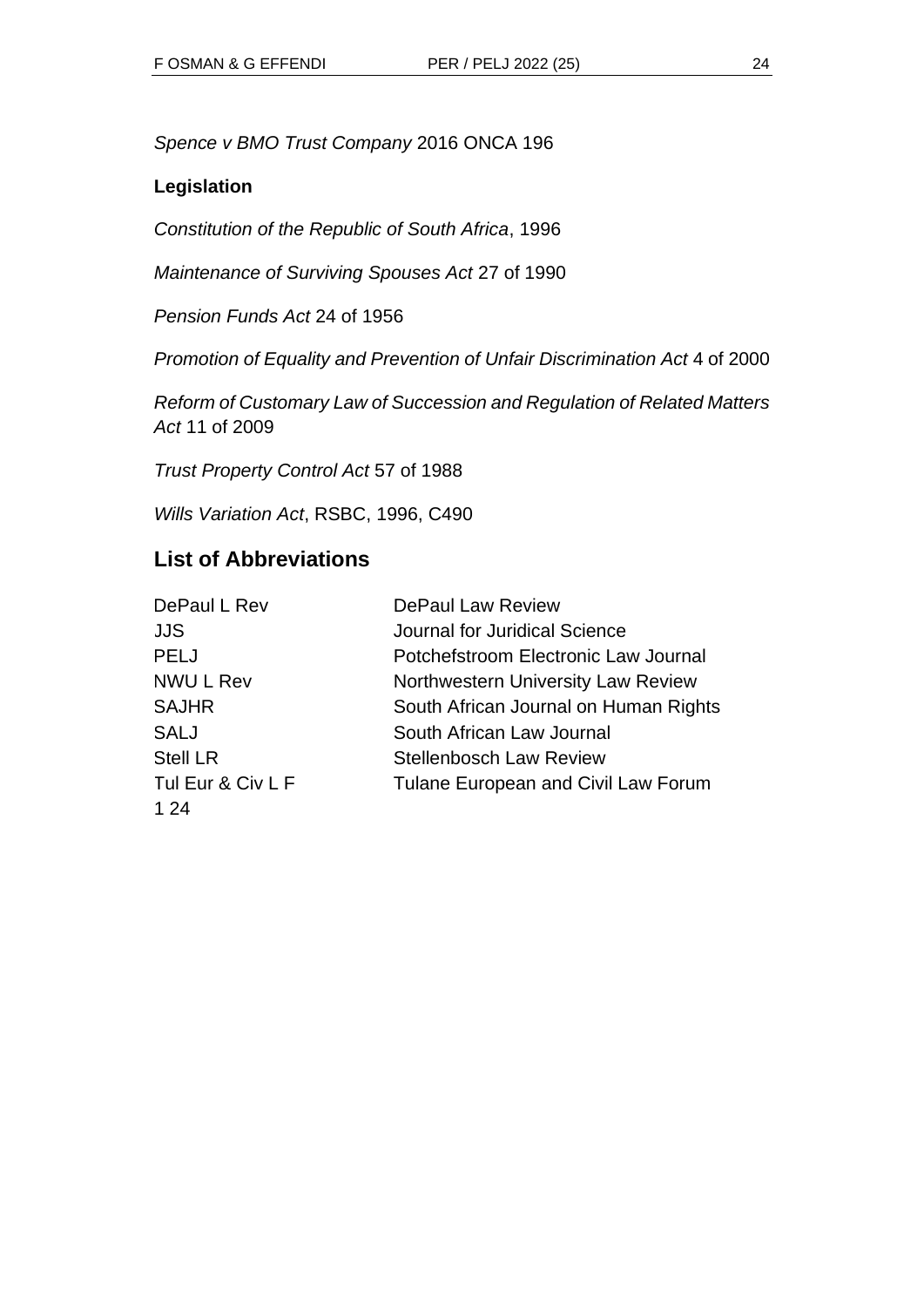*Spence v BMO Trust Company* 2016 ONCA 196

**Legislation**

*Constitution of the Republic of South Africa*, 1996

*Maintenance of Surviving Spouses Act* 27 of 1990

*Pension Funds Act* 24 of 1956

*Promotion of Equality and Prevention of Unfair Discrimination Act* 4 of 2000

*Reform of Customary Law of Succession and Regulation of Related Matters Act* 11 of 2009

*Trust Property Control Act* 57 of 1988

*Wills Variation Act*, RSBC, 1996, C490

## List of Abbreviations

| | |
|---|---|
| DePaul L Rev | DePaul Law Review |
| JJS | Journal for Juridical Science |
| PELJ | Potchefstroom Electronic Law Journal |
| NWU L Rev | Northwestern University Law Review |
| SAJHR | South African Journal on Human Rights |
| SALJ | South African Law Journal |
| Stell LR | Stellenbosch Law Review |
| Tul Eur & Civ L F | Tulane European and Civil Law Forum |

1 24